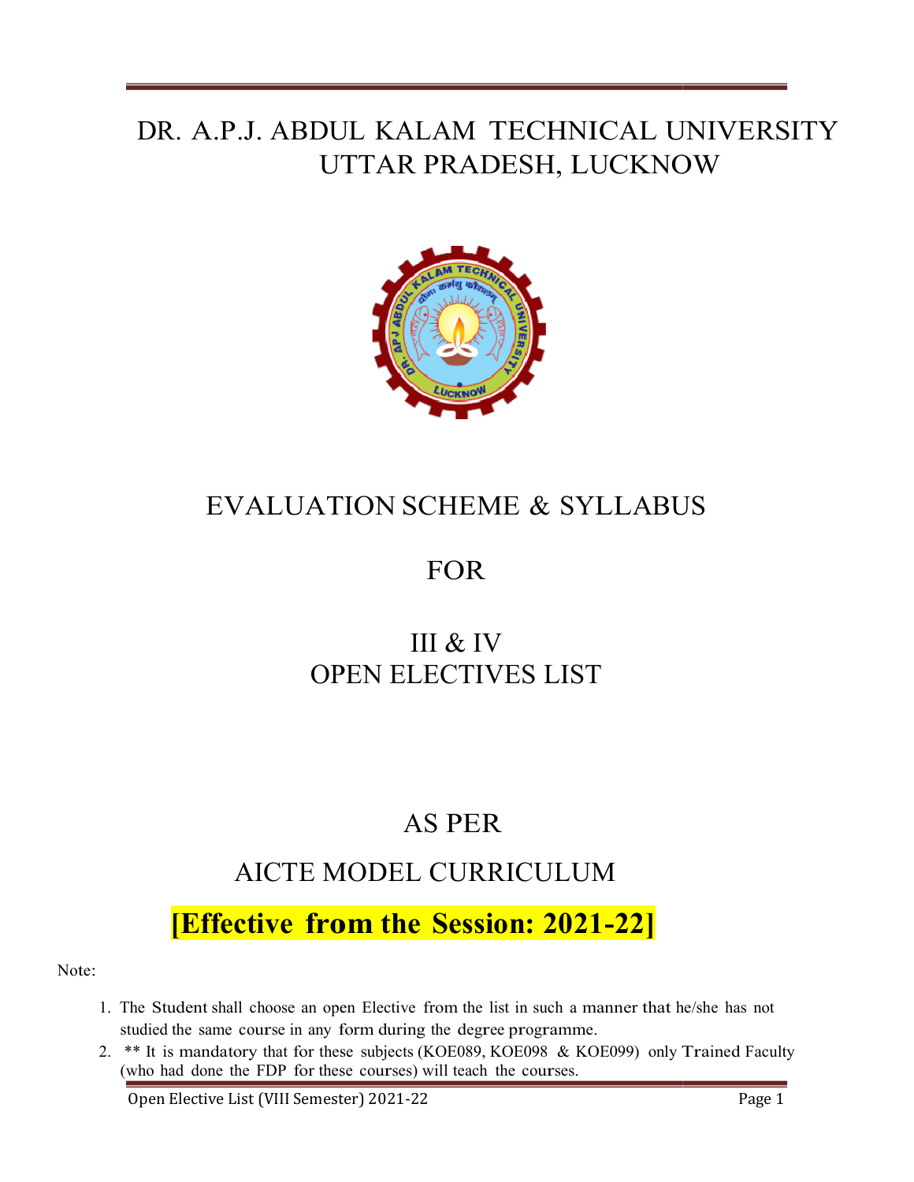# DR. A.P.J. ABDUL KALAM TECHNICAL UNIVERSITY
# UTTAR PRADESH, LUCKNOW

## EVALUATION SCHEME & SYLLABUS

## FOR

## III & IV
## OPEN ELECTIVES LIST

## AS PER

## AICTE MODEL CURRICULUM

**[Effective from the Session: 2021-22]**

Note:

1. The Student shall choose an open Elective from the list in such a manner that he/she has not studied the same course in any form during the degree programme.
2. ** It is mandatory that for these subjects (KOE089, KOE098 & KOE099) only Trained Faculty (who had done the FDP for these courses) will teach the courses.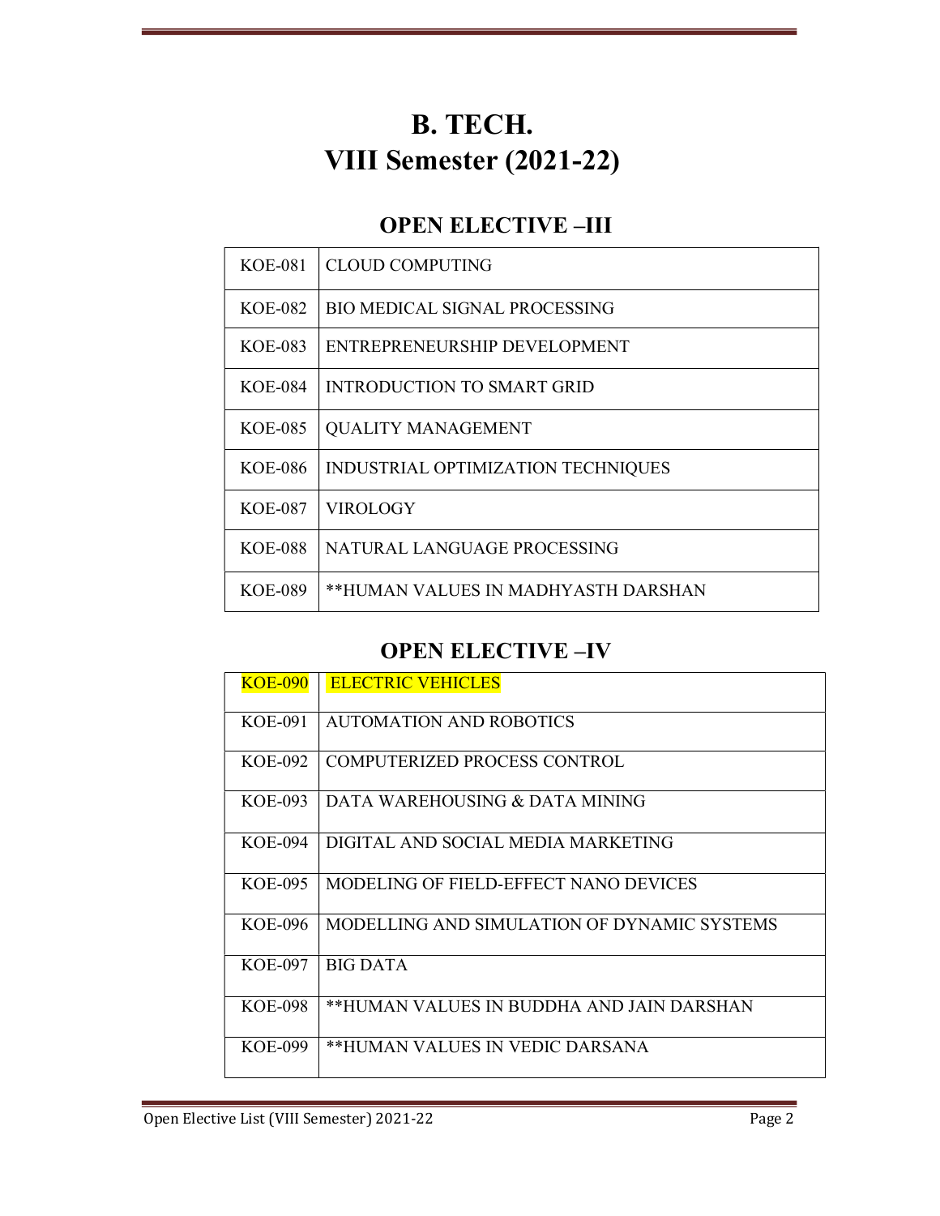# B. TECH.
# VIII Semester (2021-22)

## OPEN ELECTIVE –III

| | |
|---|---|
| KOE-081 | CLOUD COMPUTING |
| KOE-082 | BIO MEDICAL SIGNAL PROCESSING |
| KOE-083 | ENTREPRENEURSHIP DEVELOPMENT |
| KOE-084 | INTRODUCTION TO SMART GRID |
| KOE-085 | QUALITY MANAGEMENT |
| KOE-086 | INDUSTRIAL OPTIMIZATION TECHNIQUES |
| KOE-087 | VIROLOGY |
| KOE-088 | NATURAL LANGUAGE PROCESSING |
| KOE-089 | **HUMAN VALUES IN MADHYASTH DARSHAN |

## OPEN ELECTIVE –IV

| | |
|---|---|
| KOE-090 | ELECTRIC VEHICLES |
| KOE-091 | AUTOMATION AND ROBOTICS |
| KOE-092 | COMPUTERIZED PROCESS CONTROL |
| KOE-093 | DATA WAREHOUSING & DATA MINING |
| KOE-094 | DIGITAL AND SOCIAL MEDIA MARKETING |
| KOE-095 | MODELING OF FIELD-EFFECT NANO DEVICES |
| KOE-096 | MODELLING AND SIMULATION OF DYNAMIC SYSTEMS |
| KOE-097 | BIG DATA |
| KOE-098 | **HUMAN VALUES IN BUDDHA AND JAIN DARSHAN |
| KOE-099 | **HUMAN VALUES IN VEDIC DARSANA |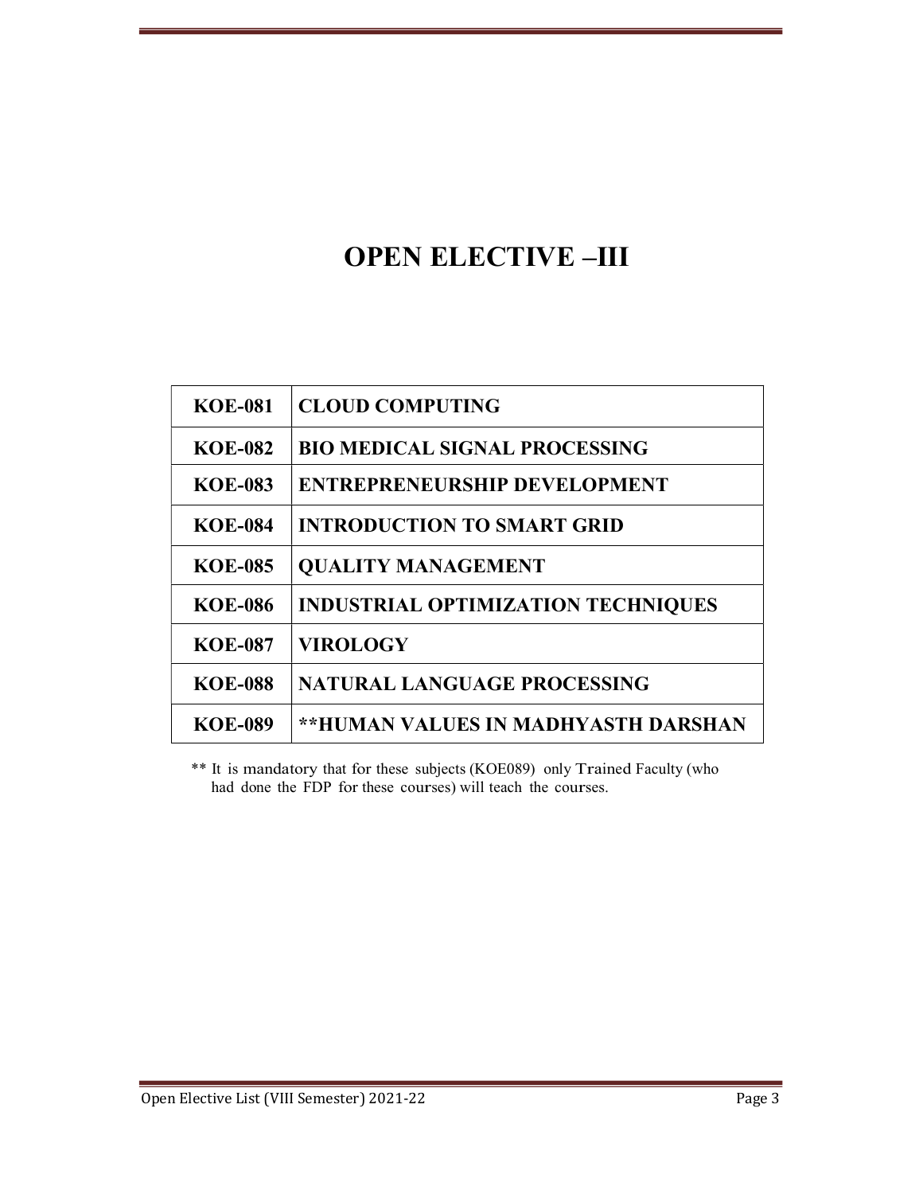# OPEN ELECTIVE –III

| KOE-081 | CLOUD COMPUTING |
|---|---|
| KOE-082 | BIO MEDICAL SIGNAL PROCESSING |
| KOE-083 | ENTREPRENEURSHIP DEVELOPMENT |
| KOE-084 | INTRODUCTION TO SMART GRID |
| KOE-085 | QUALITY MANAGEMENT |
| KOE-086 | INDUSTRIAL OPTIMIZATION TECHNIQUES |
| KOE-087 | VIROLOGY |
| KOE-088 | NATURAL LANGUAGE PROCESSING |
| KOE-089 | **HUMAN VALUES IN MADHYASTH DARSHAN |

** It is mandatory that for these subjects (KOE089) only Trained Faculty (who had done the FDP for these courses) will teach the courses.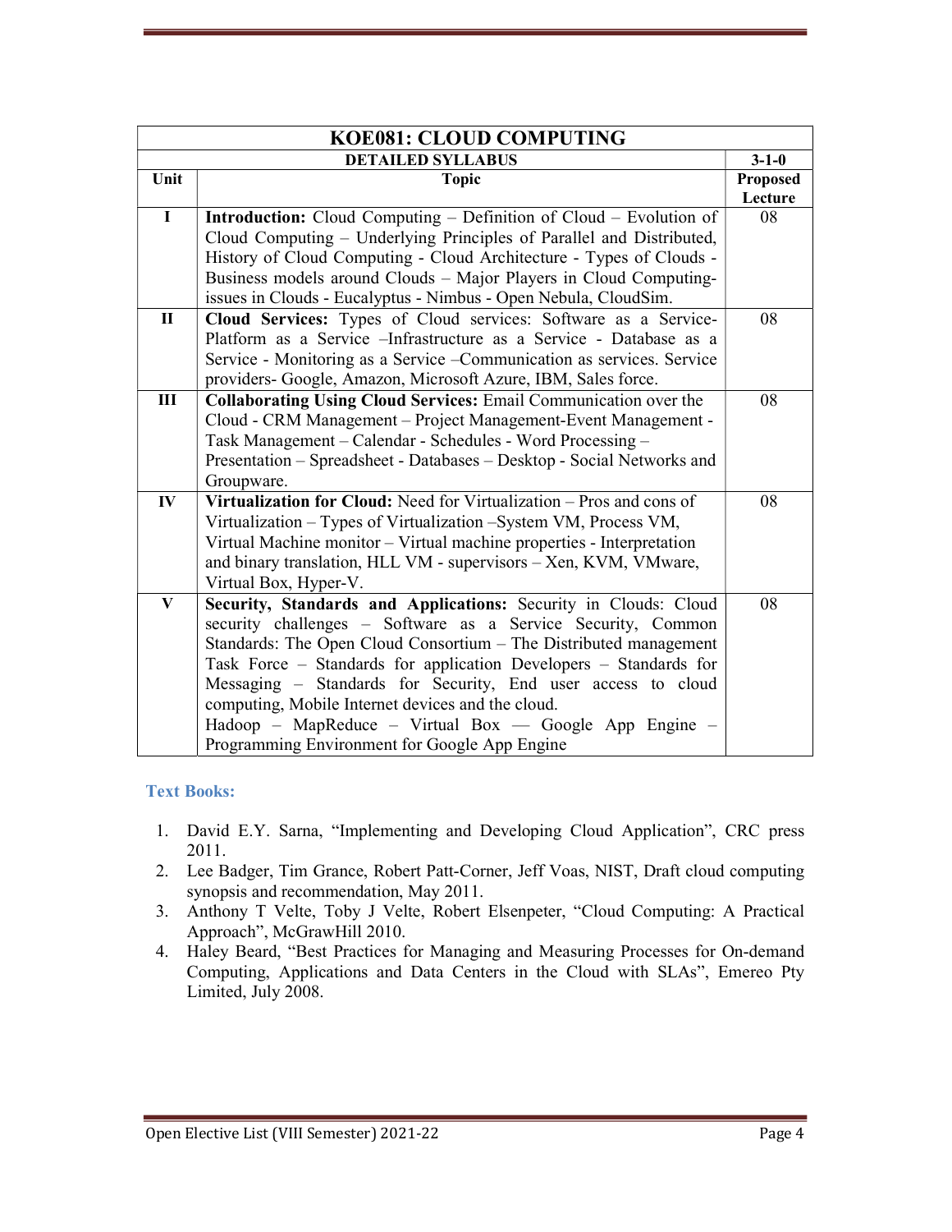| KOE081: CLOUD COMPUTING | | |
|---|---|---|
| | **DETAILED SYLLABUS** | **3-1-0** |
| **Unit** | **Topic** | **Proposed Lecture** |
| **I** | **Introduction:** Cloud Computing – Definition of Cloud – Evolution of Cloud Computing – Underlying Principles of Parallel and Distributed, History of Cloud Computing - Cloud Architecture - Types of Clouds - Business models around Clouds – Major Players in Cloud Computing-issues in Clouds - Eucalyptus - Nimbus - Open Nebula, CloudSim. | 08 |
| **II** | **Cloud Services:** Types of Cloud services: Software as a Service-Platform as a Service –Infrastructure as a Service - Database as a Service - Monitoring as a Service –Communication as services. Service providers- Google, Amazon, Microsoft Azure, IBM, Sales force. | 08 |
| **III** | **Collaborating Using Cloud Services:** Email Communication over the Cloud - CRM Management – Project Management-Event Management - Task Management – Calendar - Schedules - Word Processing – Presentation – Spreadsheet - Databases – Desktop - Social Networks and Groupware. | 08 |
| **IV** | **Virtualization for Cloud:** Need for Virtualization – Pros and cons of Virtualization – Types of Virtualization –System VM, Process VM, Virtual Machine monitor – Virtual machine properties - Interpretation and binary translation, HLL VM - supervisors – Xen, KVM, VMware, Virtual Box, Hyper-V. | 08 |
| **V** | **Security, Standards and Applications:** Security in Clouds: Cloud security challenges – Software as a Service Security, Common Standards: The Open Cloud Consortium – The Distributed management Task Force – Standards for application Developers – Standards for Messaging – Standards for Security, End user access to cloud computing, Mobile Internet devices and the cloud. Hadoop – MapReduce – Virtual Box — Google App Engine – Programming Environment for Google App Engine | 08 |

### Text Books:

1. David E.Y. Sarna, "Implementing and Developing Cloud Application", CRC press 2011.
2. Lee Badger, Tim Grance, Robert Patt-Corner, Jeff Voas, NIST, Draft cloud computing synopsis and recommendation, May 2011.
3. Anthony T Velte, Toby J Velte, Robert Elsenpeter, "Cloud Computing: A Practical Approach", McGrawHill 2010.
4. Haley Beard, "Best Practices for Managing and Measuring Processes for On-demand Computing, Applications and Data Centers in the Cloud with SLAs", Emereo Pty Limited, July 2008.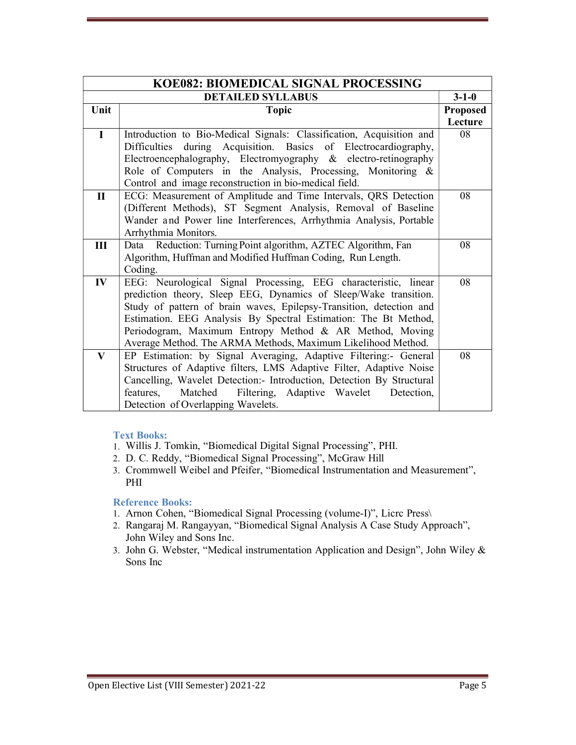| KOE082: BIOMEDICAL SIGNAL PROCESSING | | |
|---|---|---|
| DETAILED SYLLABUS | | 3-1-0 |
| **Unit** | **Topic** | **Proposed Lecture** |
| **I** | Introduction to Bio-Medical Signals: Classification, Acquisition and Difficulties during Acquisition. Basics of Electrocardiography, Electroencephalography, Electromyography & electro-retinography Role of Computers in the Analysis, Processing, Monitoring & Control and image reconstruction in bio-medical field. | 08 |
| **II** | ECG: Measurement of Amplitude and Time Intervals, QRS Detection (Different Methods), ST Segment Analysis, Removal of Baseline Wander and Power line Interferences, Arrhythmia Analysis, Portable Arrhythmia Monitors. | 08 |
| **III** | Data Reduction: Turning Point algorithm, AZTEC Algorithm, Fan Algorithm, Huffman and Modified Huffman Coding, Run Length. Coding. | 08 |
| **IV** | EEG: Neurological Signal Processing, EEG characteristic, linear prediction theory, Sleep EEG, Dynamics of Sleep/Wake transition. Study of pattern of brain waves, Epilepsy-Transition, detection and Estimation. EEG Analysis By Spectral Estimation: The Bt Method, Periodogram, Maximum Entropy Method & AR Method, Moving Average Method. The ARMA Methods, Maximum Likelihood Method. | 08 |
| **V** | EP Estimation: by Signal Averaging, Adaptive Filtering:- General Structures of Adaptive filters, LMS Adaptive Filter, Adaptive Noise Cancelling, Wavelet Detection:- Introduction, Detection By Structural features, Matched Filtering, Adaptive Wavelet Detection, Detection of Overlapping Wavelets. | 08 |

### Text Books:

1. Willis J. Tomkin, "Biomedical Digital Signal Processing", PHI.
2. D. C. Reddy, "Biomedical Signal Processing", McGraw Hill
3. Crommwell Weibel and Pfeifer, "Biomedical Instrumentation and Measurement", PHI

### Reference Books:

1. Arnon Cohen, "Biomedical Signal Processing (volume-I)", Licrc Press\
2. Rangaraj M. Rangayyan, "Biomedical Signal Analysis A Case Study Approach", John Wiley and Sons Inc.
3. John G. Webster, "Medical instrumentation Application and Design", John Wiley & Sons Inc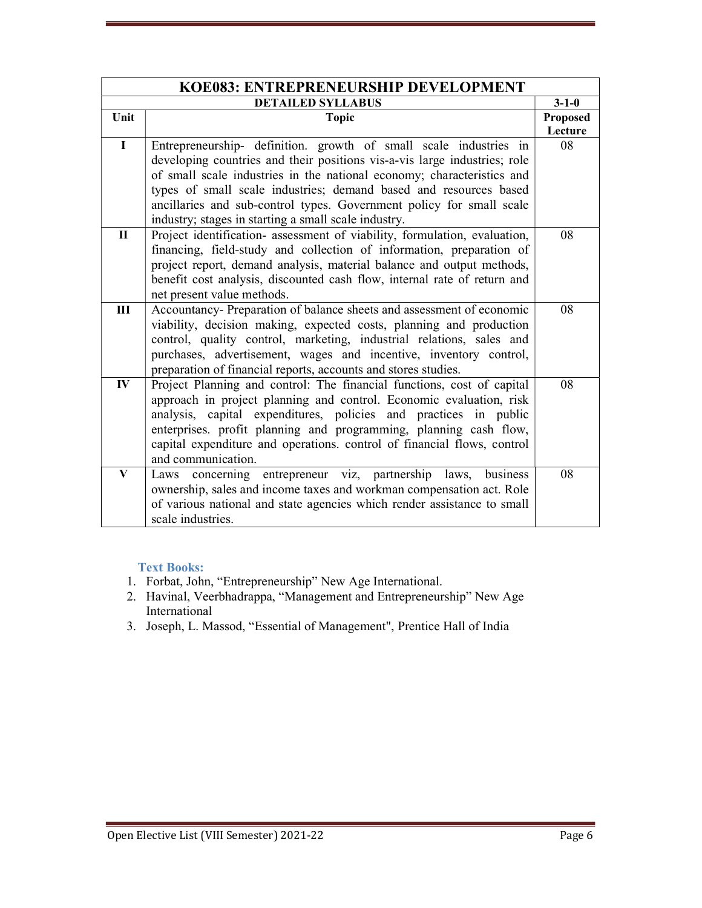| KOE083: ENTREPRENEURSHIP DEVELOPMENT | | |
|---|---|---|
| **DETAILED SYLLABUS** | | **3-1-0** |
| **Unit** | **Topic** | **Proposed Lecture** |
| **I** | Entrepreneurship- definition. growth of small scale industries in developing countries and their positions vis-a-vis large industries; role of small scale industries in the national economy; characteristics and types of small scale industries; demand based and resources based ancillaries and sub-control types. Government policy for small scale industry; stages in starting a small scale industry. | 08 |
| **II** | Project identification- assessment of viability, formulation, evaluation, financing, field-study and collection of information, preparation of project report, demand analysis, material balance and output methods, benefit cost analysis, discounted cash flow, internal rate of return and net present value methods. | 08 |
| **III** | Accountancy- Preparation of balance sheets and assessment of economic viability, decision making, expected costs, planning and production control, quality control, marketing, industrial relations, sales and purchases, advertisement, wages and incentive, inventory control, preparation of financial reports, accounts and stores studies. | 08 |
| **IV** | Project Planning and control: The financial functions, cost of capital approach in project planning and control. Economic evaluation, risk analysis, capital expenditures, policies and practices in public enterprises. profit planning and programming, planning cash flow, capital expenditure and operations. control of financial flows, control and communication. | 08 |
| **V** | Laws concerning entrepreneur viz, partnership laws, business ownership, sales and income taxes and workman compensation act. Role of various national and state agencies which render assistance to small scale industries. | 08 |

**Text Books:**

1. Forbat, John, "Entrepreneurship" New Age International.
2. Havinal, Veerbhadrappa, "Management and Entrepreneurship" New Age International
3. Joseph, L. Massod, "Essential of Management", Prentice Hall of India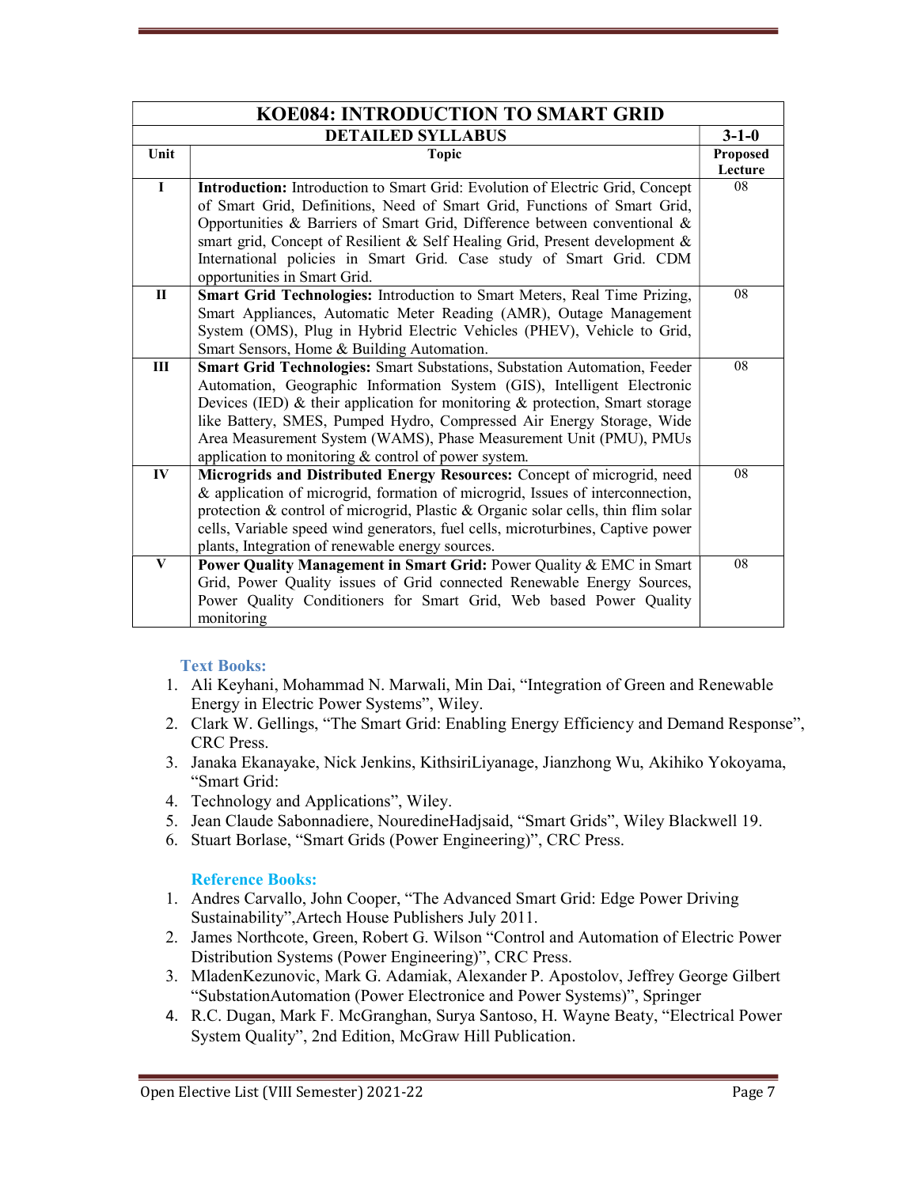| KOE084: INTRODUCTION TO SMART GRID | | |
|---|---|---|
| DETAILED SYLLABUS | | 3-1-0 |
| **Unit** | **Topic** | **Proposed Lecture** |
| I | **Introduction:** Introduction to Smart Grid: Evolution of Electric Grid, Concept of Smart Grid, Definitions, Need of Smart Grid, Functions of Smart Grid, Opportunities & Barriers of Smart Grid, Difference between conventional & smart grid, Concept of Resilient & Self Healing Grid, Present development & International policies in Smart Grid. Case study of Smart Grid. CDM opportunities in Smart Grid. | 08 |
| II | **Smart Grid Technologies:** Introduction to Smart Meters, Real Time Prizing, Smart Appliances, Automatic Meter Reading (AMR), Outage Management System (OMS), Plug in Hybrid Electric Vehicles (PHEV), Vehicle to Grid, Smart Sensors, Home & Building Automation. | 08 |
| III | **Smart Grid Technologies:** Smart Substations, Substation Automation, Feeder Automation, Geographic Information System (GIS), Intelligent Electronic Devices (IED) & their application for monitoring & protection, Smart storage like Battery, SMES, Pumped Hydro, Compressed Air Energy Storage, Wide Area Measurement System (WAMS), Phase Measurement Unit (PMU), PMUs application to monitoring & control of power system. | 08 |
| IV | **Microgrids and Distributed Energy Resources:** Concept of microgrid, need & application of microgrid, formation of microgrid, Issues of interconnection, protection & control of microgrid, Plastic & Organic solar cells, thin flim solar cells, Variable speed wind generators, fuel cells, microturbines, Captive power plants, Integration of renewable energy sources. | 08 |
| V | **Power Quality Management in Smart Grid:** Power Quality & EMC in Smart Grid, Power Quality issues of Grid connected Renewable Energy Sources, Power Quality Conditioners for Smart Grid, Web based Power Quality monitoring | 08 |

### Text Books:

1. Ali Keyhani, Mohammad N. Marwali, Min Dai, "Integration of Green and Renewable Energy in Electric Power Systems", Wiley.
2. Clark W. Gellings, "The Smart Grid: Enabling Energy Efficiency and Demand Response", CRC Press.
3. Janaka Ekanayake, Nick Jenkins, KithsiriLiyanage, Jianzhong Wu, Akihiko Yokoyama, "Smart Grid:
4. Technology and Applications", Wiley.
5. Jean Claude Sabonnadiere, NouredineHadjsaid, "Smart Grids", Wiley Blackwell 19.
6. Stuart Borlase, "Smart Grids (Power Engineering)", CRC Press.

### Reference Books:

1. Andres Carvallo, John Cooper, "The Advanced Smart Grid: Edge Power Driving Sustainability",Artech House Publishers July 2011.
2. James Northcote, Green, Robert G. Wilson "Control and Automation of Electric Power Distribution Systems (Power Engineering)", CRC Press.
3. MladenKezunovic, Mark G. Adamiak, Alexander P. Apostolov, Jeffrey George Gilbert "SubstationAutomation (Power Electronice and Power Systems)", Springer
4. R.C. Dugan, Mark F. McGranghan, Surya Santoso, H. Wayne Beaty, "Electrical Power System Quality", 2nd Edition, McGraw Hill Publication.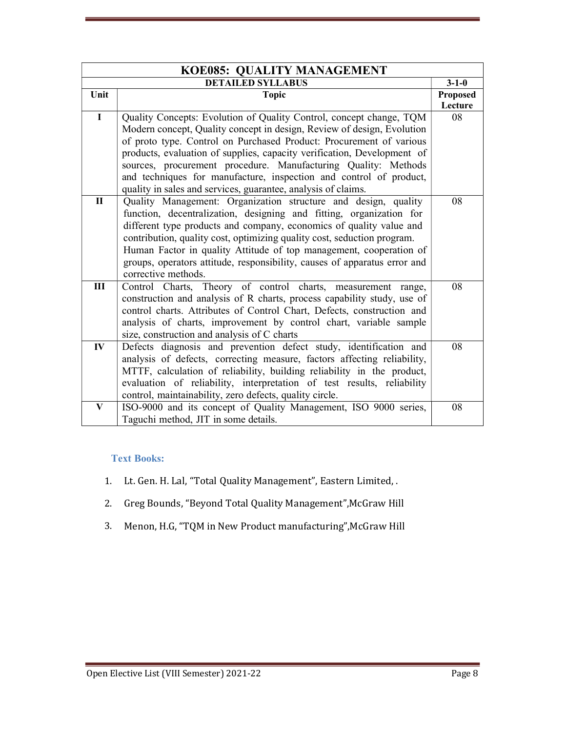| KOE085: QUALITY MANAGEMENT | | |
|---|---|---|
| **DETAILED SYLLABUS** | | **3-1-0** |
| **Unit** | **Topic** | **Proposed Lecture** |
| **I** | Quality Concepts: Evolution of Quality Control, concept change, TQM Modern concept, Quality concept in design, Review of design, Evolution of proto type. Control on Purchased Product: Procurement of various products, evaluation of supplies, capacity verification, Development of sources, procurement procedure. Manufacturing Quality: Methods and techniques for manufacture, inspection and control of product, quality in sales and services, guarantee, analysis of claims. | 08 |
| **II** | Quality Management: Organization structure and design, quality function, decentralization, designing and fitting, organization for different type products and company, economics of quality value and contribution, quality cost, optimizing quality cost, seduction program. Human Factor in quality Attitude of top management, cooperation of groups, operators attitude, responsibility, causes of apparatus error and corrective methods. | 08 |
| **III** | Control Charts, Theory of control charts, measurement range, construction and analysis of R charts, process capability study, use of control charts. Attributes of Control Chart, Defects, construction and analysis of charts, improvement by control chart, variable sample size, construction and analysis of C charts | 08 |
| **IV** | Defects diagnosis and prevention defect study, identification and analysis of defects, correcting measure, factors affecting reliability, MTTF, calculation of reliability, building reliability in the product, evaluation of reliability, interpretation of test results, reliability control, maintainability, zero defects, quality circle. | 08 |
| **V** | ISO-9000 and its concept of Quality Management, ISO 9000 series, Taguchi method, JIT in some details. | 08 |

### Text Books:

1. Lt. Gen. H. Lal, "Total Quality Management", Eastern Limited, .
2. Greg Bounds, "Beyond Total Quality Management",McGraw Hill
3. Menon, H.G, "TQM in New Product manufacturing",McGraw Hill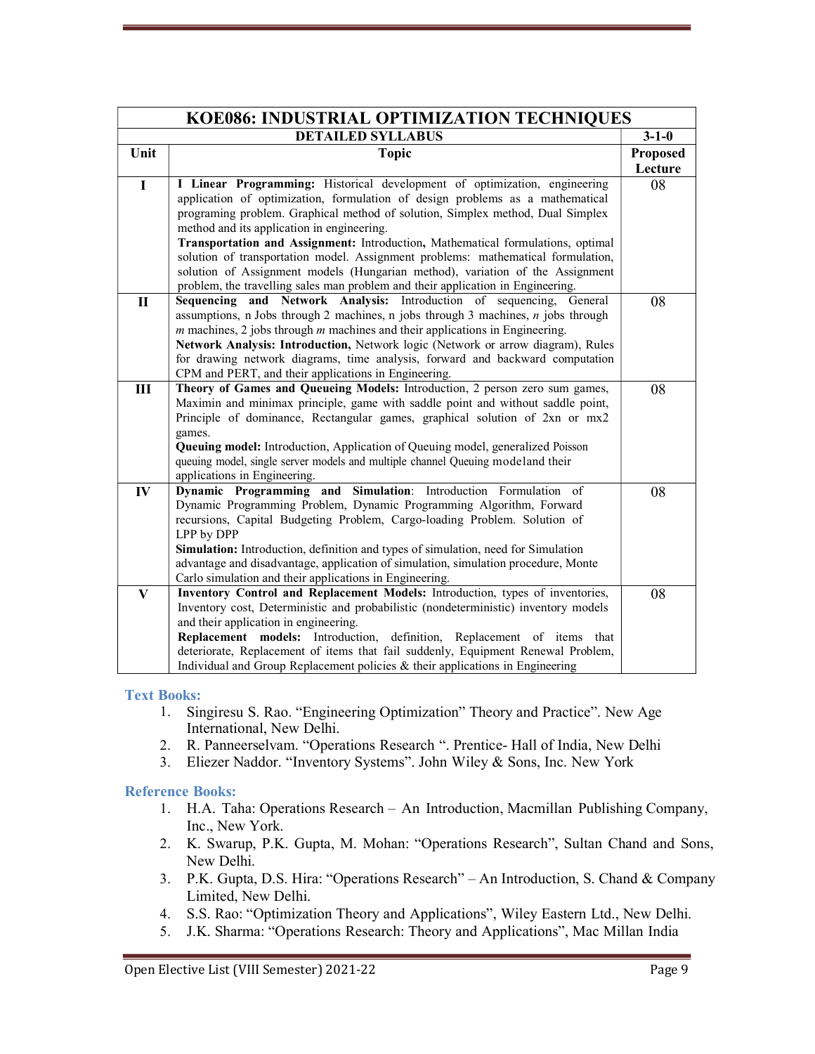| KOE086: INDUSTRIAL OPTIMIZATION TECHNIQUES | | |
|---|---|---|
| | **DETAILED SYLLABUS** | **3-1-0** |
| **Unit** | **Topic** | **Proposed Lecture** |
| **I** | **I Linear Programming:** Historical development of optimization, engineering application of optimization, formulation of design problems as a mathematical programing problem. Graphical method of solution, Simplex method, Dual Simplex method and its application in engineering. **Transportation and Assignment:** Introduction**,** Mathematical formulations, optimal solution of transportation model. Assignment problems: mathematical formulation, solution of Assignment models (Hungarian method), variation of the Assignment problem, the travelling sales man problem and their application in Engineering. | 08 |
| **II** | **Sequencing and Network Analysis:** Introduction of sequencing, General assumptions, n Jobs through 2 machines, n jobs through 3 machines, *n* jobs through *m* machines, 2 jobs through *m* machines and their applications in Engineering. **Network Analysis: Introduction,** Network logic (Network or arrow diagram), Rules for drawing network diagrams, time analysis, forward and backward computation CPM and PERT, and their applications in Engineering. | 08 |
| **III** | **Theory of Games and Queueing Models:** Introduction, 2 person zero sum games, Maximin and minimax principle, game with saddle point and without saddle point, Principle of dominance, Rectangular games, graphical solution of 2xn or mx2 games. **Queuing model:** Introduction, Application of Queuing model, generalized Poisson queuing model, single server models and multiple channel Queuing modeland their applications in Engineering. | 08 |
| **IV** | **Dynamic Programming and Simulation**: Introduction Formulation of Dynamic Programming Problem, Dynamic Programming Algorithm, Forward recursions, Capital Budgeting Problem, Cargo-loading Problem. Solution of LPP by DPP **Simulation:** Introduction, definition and types of simulation, need for Simulation advantage and disadvantage, application of simulation, simulation procedure, Monte Carlo simulation and their applications in Engineering. | 08 |
| **V** | **Inventory Control and Replacement Models:** Introduction, types of inventories, Inventory cost, Deterministic and probabilistic (nondeterministic) inventory models and their application in engineering. **Replacement models:** Introduction, definition, Replacement of items that deteriorate, Replacement of items that fail suddenly, Equipment Renewal Problem, Individual and Group Replacement policies & their applications in Engineering | 08 |

**Text Books:**

1. Singiresu S. Rao. "Engineering Optimization" Theory and Practice". New Age International, New Delhi.
2. R. Panneerselvam. "Operations Research ". Prentice- Hall of India, New Delhi
3. Eliezer Naddor. "Inventory Systems". John Wiley & Sons, Inc. New York

**Reference Books:**

1. H.A. Taha: Operations Research – An Introduction, Macmillan Publishing Company, Inc., New York.
2. K. Swarup, P.K. Gupta, M. Mohan: "Operations Research", Sultan Chand and Sons, New Delhi.
3. P.K. Gupta, D.S. Hira: "Operations Research" – An Introduction, S. Chand & Company Limited, New Delhi.
4. S.S. Rao: "Optimization Theory and Applications", Wiley Eastern Ltd., New Delhi.
5. J.K. Sharma: "Operations Research: Theory and Applications", Mac Millan India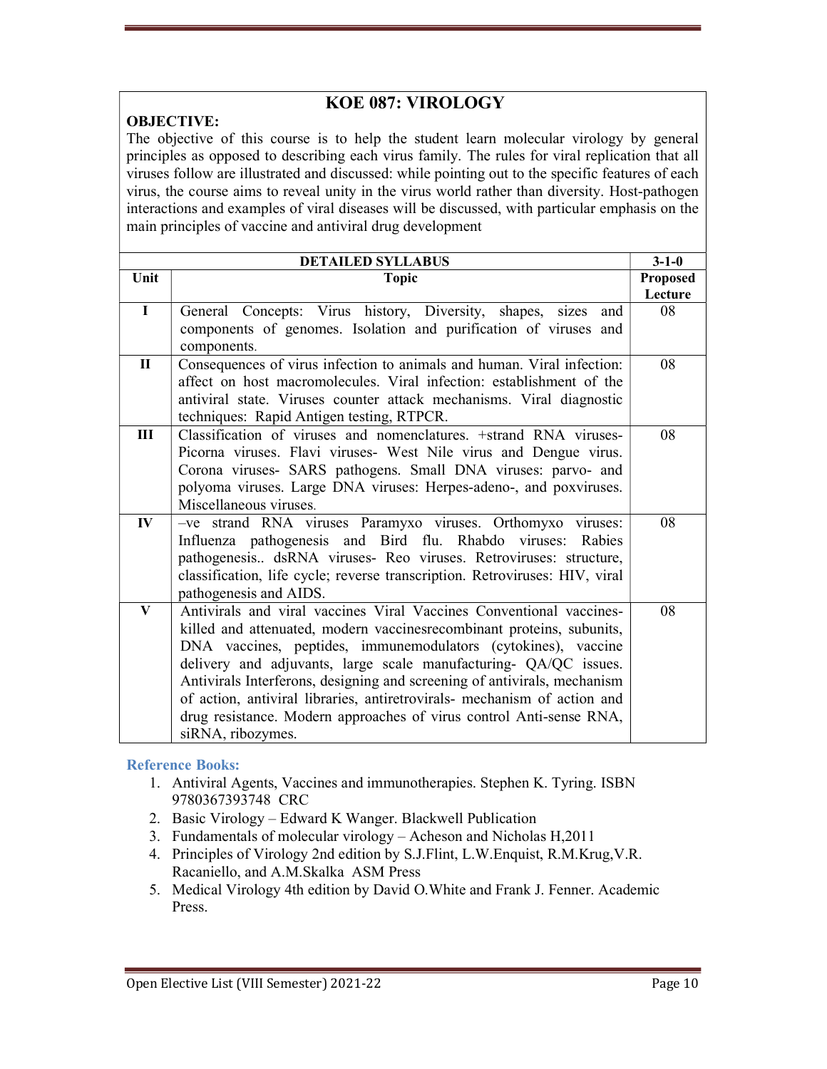# KOE 087: VIROLOGY

**OBJECTIVE:**

The objective of this course is to help the student learn molecular virology by general principles as opposed to describing each virus family. The rules for viral replication that all viruses follow are illustrated and discussed: while pointing out to the specific features of each virus, the course aims to reveal unity in the virus world rather than diversity. Host-pathogen interactions and examples of viral diseases will be discussed, with particular emphasis on the main principles of vaccine and antiviral drug development

| DETAILED SYLLABUS | | 3-1-0 |
|---|---|---|
| **Unit** | **Topic** | **Proposed Lecture** |
| I | General Concepts: Virus history, Diversity, shapes, sizes and components of genomes. Isolation and purification of viruses and components. | 08 |
| II | Consequences of virus infection to animals and human. Viral infection: affect on host macromolecules. Viral infection: establishment of the antiviral state. Viruses counter attack mechanisms. Viral diagnostic techniques: Rapid Antigen testing, RTPCR. | 08 |
| III | Classification of viruses and nomenclatures. +strand RNA viruses- Picorna viruses. Flavi viruses- West Nile virus and Dengue virus. Corona viruses- SARS pathogens. Small DNA viruses: parvo- and polyoma viruses. Large DNA viruses: Herpes-adeno-, and poxviruses. Miscellaneous viruses. | 08 |
| IV | –ve strand RNA viruses Paramyxo viruses. Orthomyxo viruses: Influenza pathogenesis and Bird flu. Rhabdo viruses: Rabies pathogenesis.. dsRNA viruses- Reo viruses. Retroviruses: structure, classification, life cycle; reverse transcription. Retroviruses: HIV, viral pathogenesis and AIDS. | 08 |
| V | Antivirals and viral vaccines Viral Vaccines Conventional vaccines-killed and attenuated, modern vaccinesrecombinant proteins, subunits, DNA vaccines, peptides, immunemodulators (cytokines), vaccine delivery and adjuvants, large scale manufacturing- QA/QC issues. Antivirals Interferons, designing and screening of antivirals, mechanism of action, antiviral libraries, antiretrovirals- mechanism of action and drug resistance. Modern approaches of virus control Anti-sense RNA, siRNA, ribozymes. | 08 |

**Reference Books:**

1. Antiviral Agents, Vaccines and immunotherapies. Stephen K. Tyring. ISBN 9780367393748 CRC
2. Basic Virology – Edward K Wanger. Blackwell Publication
3. Fundamentals of molecular virology – Acheson and Nicholas H,2011
4. Principles of Virology 2nd edition by S.J.Flint, L.W.Enquist, R.M.Krug,V.R. Racaniello, and A.M.Skalka ASM Press
5. Medical Virology 4th edition by David O.White and Frank J. Fenner. Academic Press.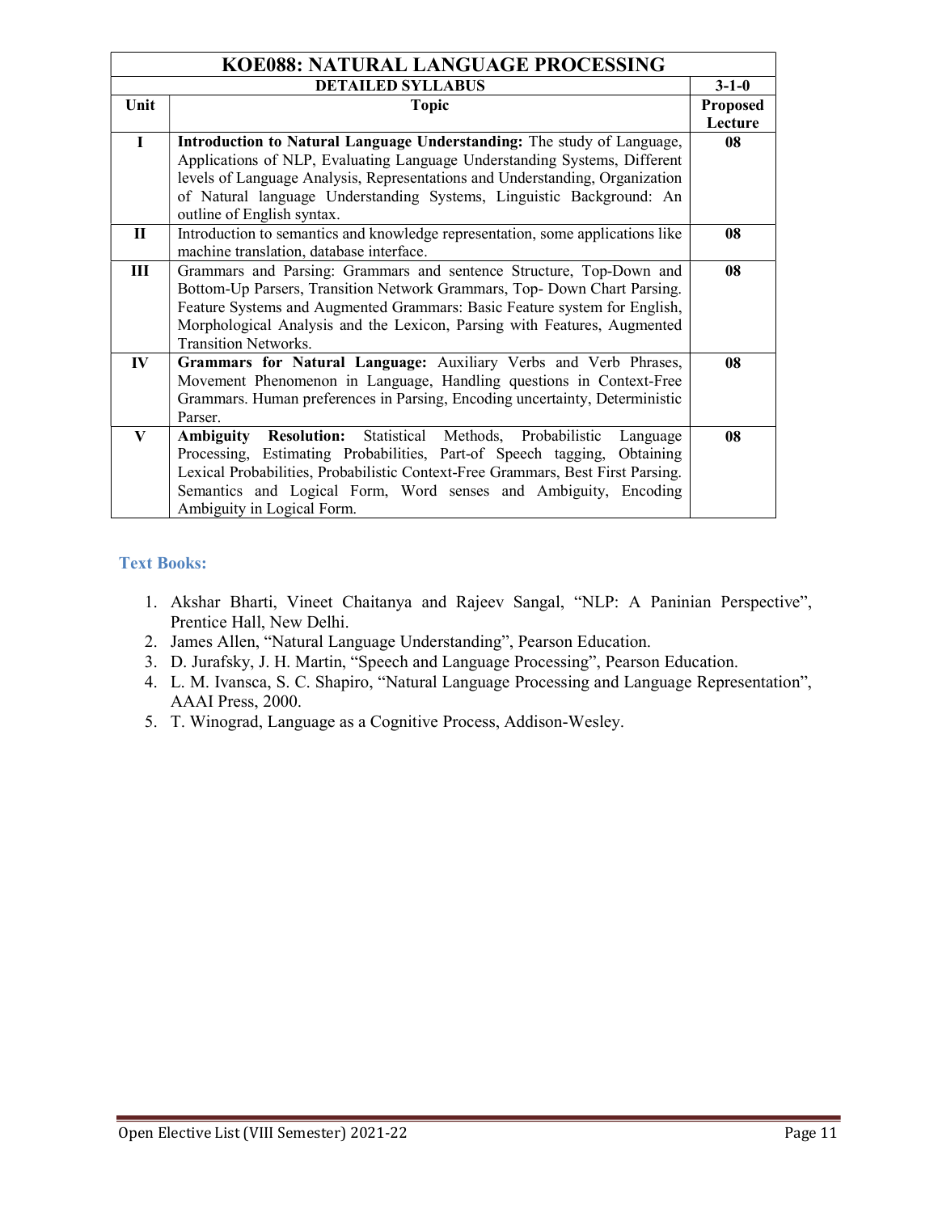| KOE088: NATURAL LANGUAGE PROCESSING | | |
|---|---|---|
| DETAILED SYLLABUS | | 3-1-0 |
| **Unit** | **Topic** | **Proposed Lecture** |
| **I** | **Introduction to Natural Language Understanding:** The study of Language, Applications of NLP, Evaluating Language Understanding Systems, Different levels of Language Analysis, Representations and Understanding, Organization of Natural language Understanding Systems, Linguistic Background: An outline of English syntax. | **08** |
| **II** | Introduction to semantics and knowledge representation, some applications like machine translation, database interface. | **08** |
| **III** | Grammars and Parsing: Grammars and sentence Structure, Top-Down and Bottom-Up Parsers, Transition Network Grammars, Top- Down Chart Parsing. Feature Systems and Augmented Grammars: Basic Feature system for English, Morphological Analysis and the Lexicon, Parsing with Features, Augmented Transition Networks. | **08** |
| **IV** | **Grammars for Natural Language:** Auxiliary Verbs and Verb Phrases, Movement Phenomenon in Language, Handling questions in Context-Free Grammars. Human preferences in Parsing, Encoding uncertainty, Deterministic Parser. | **08** |
| **V** | **Ambiguity Resolution:** Statistical Methods, Probabilistic Language Processing, Estimating Probabilities, Part-of Speech tagging, Obtaining Lexical Probabilities, Probabilistic Context-Free Grammars, Best First Parsing. Semantics and Logical Form, Word senses and Ambiguity, Encoding Ambiguity in Logical Form. | **08** |

### Text Books:

1. Akshar Bharti, Vineet Chaitanya and Rajeev Sangal, "NLP: A Paninian Perspective", Prentice Hall, New Delhi.
2. James Allen, "Natural Language Understanding", Pearson Education.
3. D. Jurafsky, J. H. Martin, "Speech and Language Processing", Pearson Education.
4. L. M. Ivansca, S. C. Shapiro, "Natural Language Processing and Language Representation", AAAI Press, 2000.
5. T. Winograd, Language as a Cognitive Process, Addison-Wesley.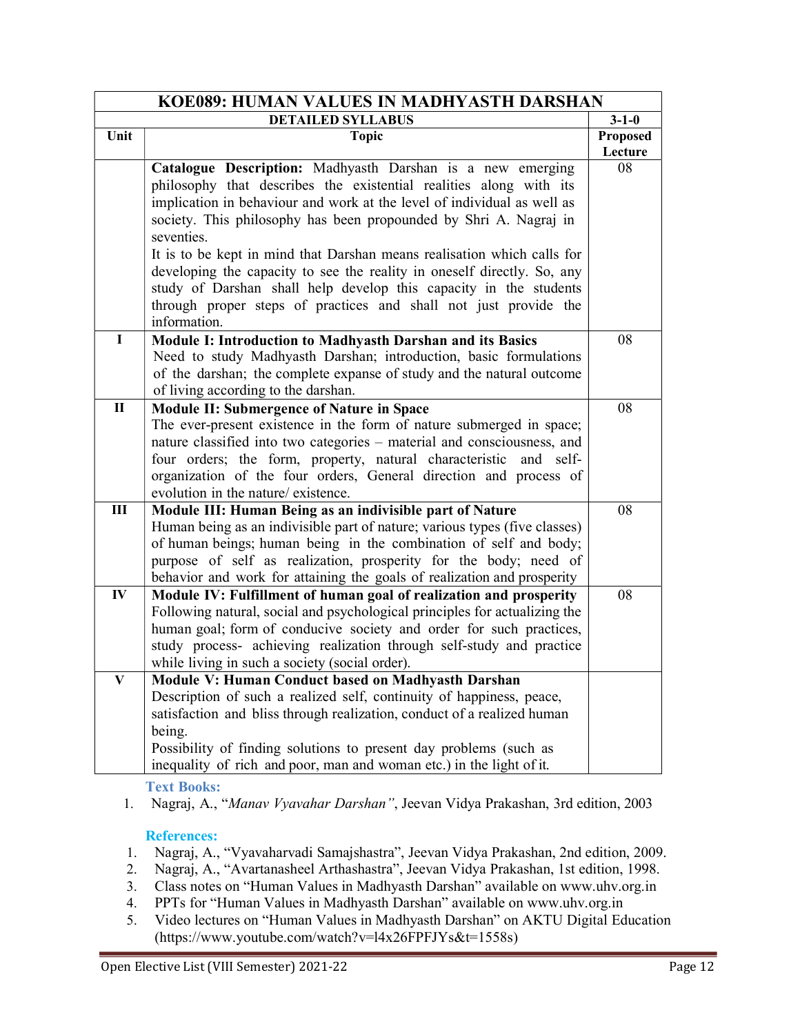| KOE089: HUMAN VALUES IN MADHYASTH DARSHAN | | |
|---|---|---|
| DETAILED SYLLABUS | | 3-1-0 |
| **Unit** | **Topic** | **Proposed Lecture** |
| | **Catalogue Description:** Madhyasth Darshan is a new emerging philosophy that describes the existential realities along with its implication in behaviour and work at the level of individual as well as society. This philosophy has been propounded by Shri A. Nagraj in seventies.<br>It is to be kept in mind that Darshan means realisation which calls for developing the capacity to see the reality in oneself directly. So, any study of Darshan shall help develop this capacity in the students through proper steps of practices and shall not just provide the information. | 08 |
| I | **Module I: Introduction to Madhyasth Darshan and its Basics**<br>Need to study Madhyasth Darshan; introduction, basic formulations of the darshan; the complete expanse of study and the natural outcome of living according to the darshan. | 08 |
| II | **Module II: Submergence of Nature in Space**<br>The ever-present existence in the form of nature submerged in space; nature classified into two categories – material and consciousness, and four orders; the form, property, natural characteristic and self-organization of the four orders, General direction and process of evolution in the nature/ existence. | 08 |
| III | **Module III: Human Being as an indivisible part of Nature**<br>Human being as an indivisible part of nature; various types (five classes) of human beings; human being in the combination of self and body; purpose of self as realization, prosperity for the body; need of behavior and work for attaining the goals of realization and prosperity | 08 |
| IV | **Module IV: Fulfillment of human goal of realization and prosperity**<br>Following natural, social and psychological principles for actualizing the human goal; form of conducive society and order for such practices, study process- achieving realization through self-study and practice while living in such a society (social order). | 08 |
| V | **Module V: Human Conduct based on Madhyasth Darshan**<br>Description of such a realized self, continuity of happiness, peace, satisfaction and bliss through realization, conduct of a realized human being.<br>Possibility of finding solutions to present day problems (such as inequality of rich and poor, man and woman etc.) in the light of it. | |

**Text Books:**

1. Nagraj, A., "*Manav Vyavahar Darshan"*, Jeevan Vidya Prakashan, 3rd edition, 2003

**References:**

1. Nagraj, A., "Vyavaharvadi Samajshastra", Jeevan Vidya Prakashan, 2nd edition, 2009.
2. Nagraj, A., "Avartanasheel Arthashastra", Jeevan Vidya Prakashan, 1st edition, 1998.
3. Class notes on "Human Values in Madhyasth Darshan" available on www.uhv.org.in
4. PPTs for "Human Values in Madhyasth Darshan" available on www.uhv.org.in
5. Video lectures on "Human Values in Madhyasth Darshan" on AKTU Digital Education (https://www.youtube.com/watch?v=l4x26FPFJYs&t=1558s)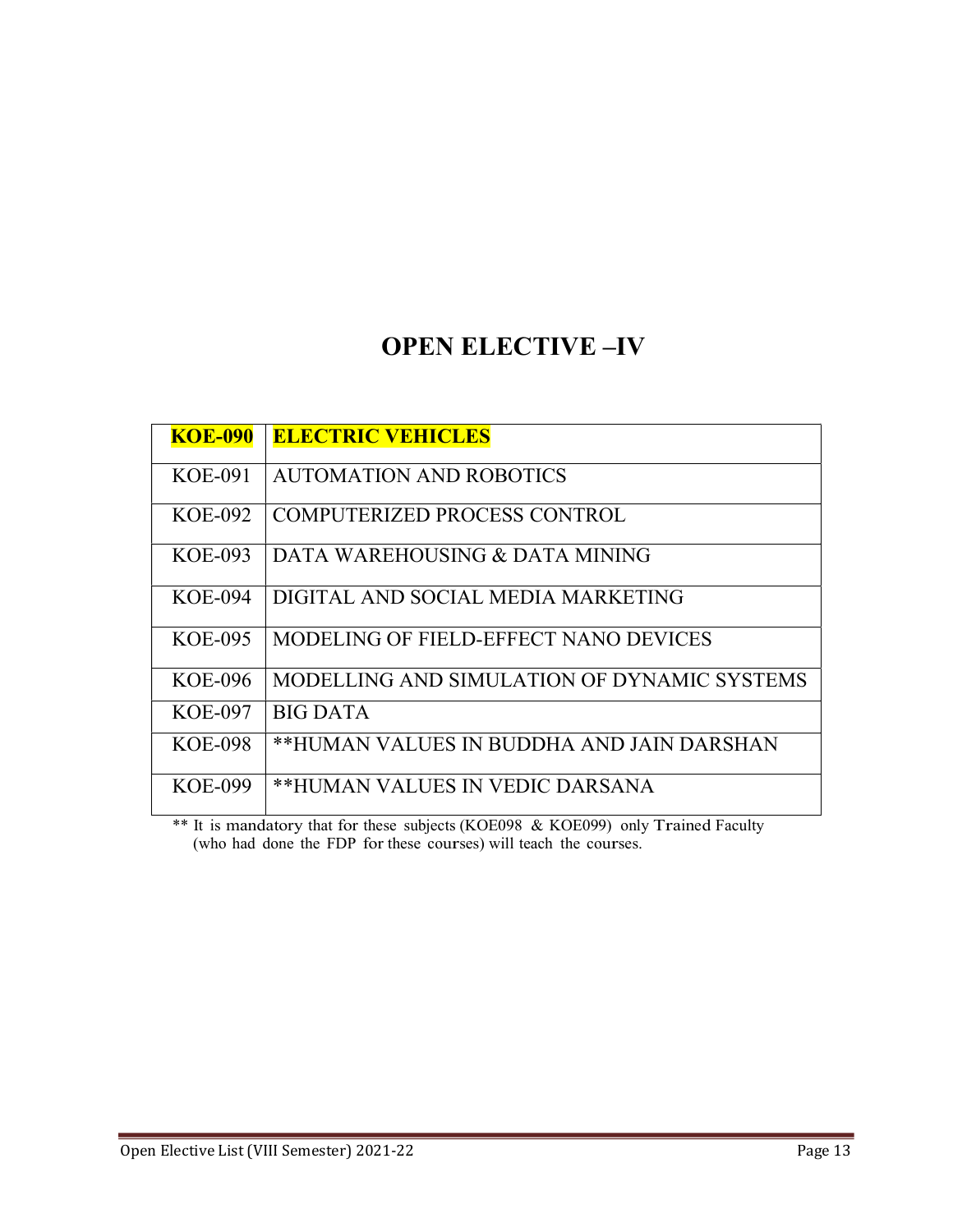# OPEN ELECTIVE –IV

| | |
|---|---|
| **KOE-090** | **ELECTRIC VEHICLES** |
| KOE-091 | AUTOMATION AND ROBOTICS |
| KOE-092 | COMPUTERIZED PROCESS CONTROL |
| KOE-093 | DATA WAREHOUSING & DATA MINING |
| KOE-094 | DIGITAL AND SOCIAL MEDIA MARKETING |
| KOE-095 | MODELING OF FIELD-EFFECT NANO DEVICES |
| KOE-096 | MODELLING AND SIMULATION OF DYNAMIC SYSTEMS |
| KOE-097 | BIG DATA |
| KOE-098 | **HUMAN VALUES IN BUDDHA AND JAIN DARSHAN |
| KOE-099 | **HUMAN VALUES IN VEDIC DARSANA |

** It is mandatory that for these subjects (KOE098 & KOE099) only Trained Faculty (who had done the FDP for these courses) will teach the courses.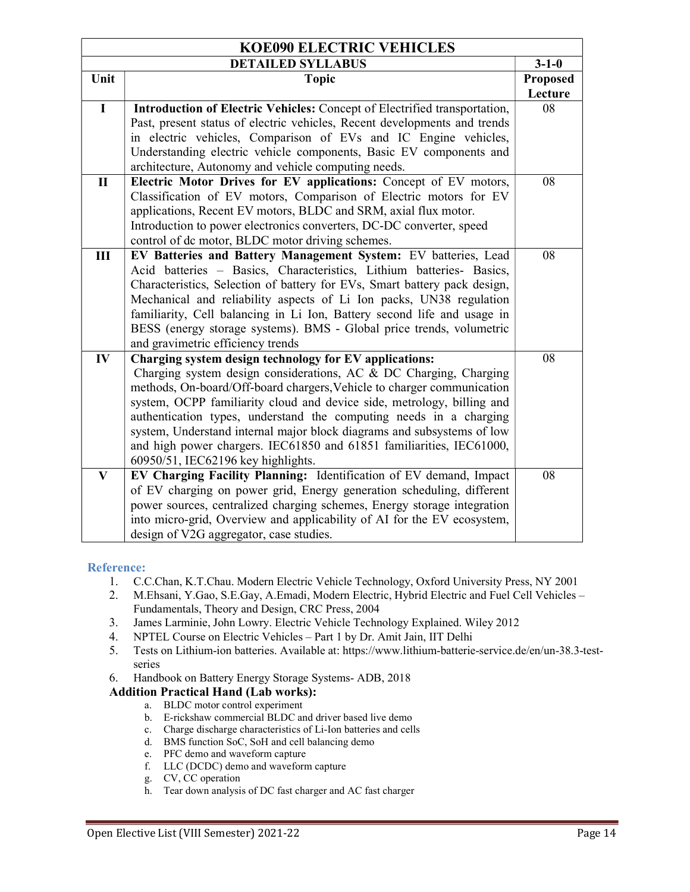| KOE090 ELECTRIC VEHICLES | | |
|---|---|---|
| **DETAILED SYLLABUS** | | **3-1-0** |
| **Unit** | **Topic** | **Proposed Lecture** |
| **I** | **Introduction of Electric Vehicles:** Concept of Electrified transportation, Past, present status of electric vehicles, Recent developments and trends in electric vehicles, Comparison of EVs and IC Engine vehicles, Understanding electric vehicle components, Basic EV components and architecture, Autonomy and vehicle computing needs. | 08 |
| **II** | **Electric Motor Drives for EV applications:** Concept of EV motors, Classification of EV motors, Comparison of Electric motors for EV applications, Recent EV motors, BLDC and SRM, axial flux motor. Introduction to power electronics converters, DC-DC converter, speed control of dc motor, BLDC motor driving schemes. | 08 |
| **III** | **EV Batteries and Battery Management System:** EV batteries, Lead Acid batteries – Basics, Characteristics, Lithium batteries- Basics, Characteristics, Selection of battery for EVs, Smart battery pack design, Mechanical and reliability aspects of Li Ion packs, UN38 regulation familiarity, Cell balancing in Li Ion, Battery second life and usage in BESS (energy storage systems). BMS - Global price trends, volumetric and gravimetric efficiency trends | 08 |
| **IV** | **Charging system design technology for EV applications:** Charging system design considerations, AC & DC Charging, Charging methods, On-board/Off-board chargers, Vehicle to charger communication system, OCPP familiarity cloud and device side, metrology, billing and authentication types, understand the computing needs in a charging system, Understand internal major block diagrams and subsystems of low and high power chargers. IEC61850 and 61851 familiarities, IEC61000, 60950/51, IEC62196 key highlights. | 08 |
| **V** | **EV Charging Facility Planning:** Identification of EV demand, Impact of EV charging on power grid, Energy generation scheduling, different power sources, centralized charging schemes, Energy storage integration into micro-grid, Overview and applicability of AI for the EV ecosystem, design of V2G aggregator, case studies. | 08 |

### Reference:

1. C.C.Chan, K.T.Chau. Modern Electric Vehicle Technology, Oxford University Press, NY 2001
2. M.Ehsani, Y.Gao, S.E.Gay, A.Emadi, Modern Electric, Hybrid Electric and Fuel Cell Vehicles – Fundamentals, Theory and Design, CRC Press, 2004
3. James Larminie, John Lowry. Electric Vehicle Technology Explained. Wiley 2012
4. NPTEL Course on Electric Vehicles – Part 1 by Dr. Amit Jain, IIT Delhi
5. Tests on Lithium-ion batteries. Available at: https://www.lithium-batterie-service.de/en/un-38.3-test-series
6. Handbook on Battery Energy Storage Systems- ADB, 2018

**Addition Practical Hand (Lab works):**

a. BLDC motor control experiment
b. E-rickshaw commercial BLDC and driver based live demo
c. Charge discharge characteristics of Li-Ion batteries and cells
d. BMS function SoC, SoH and cell balancing demo
e. PFC demo and waveform capture
f. LLC (DCDC) demo and waveform capture
g. CV, CC operation
h. Tear down analysis of DC fast charger and AC fast charger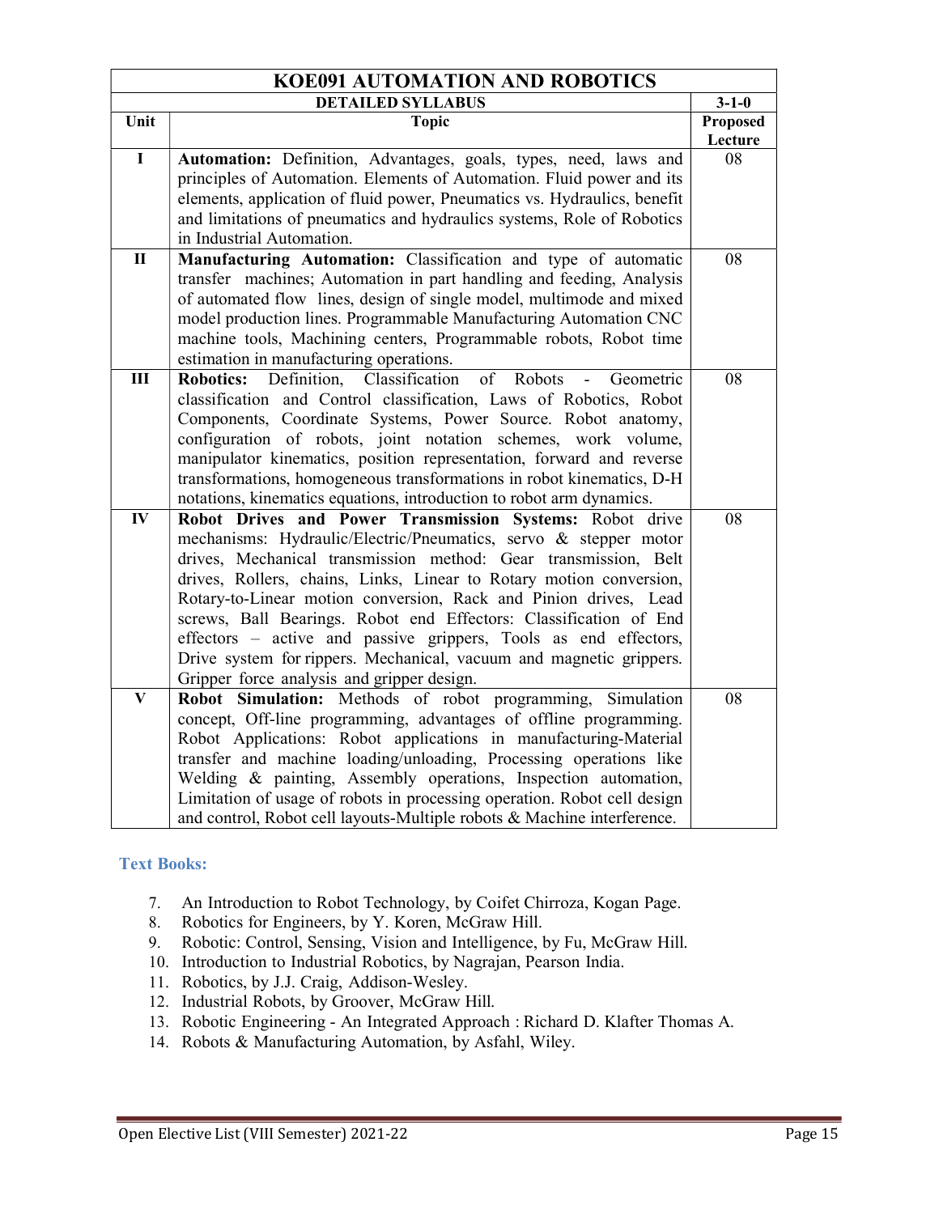| KOE091 AUTOMATION AND ROBOTICS | | |
|---|---|---|
| | **DETAILED SYLLABUS** | **3-1-0** |
| **Unit** | **Topic** | **Proposed Lecture** |
| **I** | **Automation:** Definition, Advantages, goals, types, need, laws and principles of Automation. Elements of Automation. Fluid power and its elements, application of fluid power, Pneumatics vs. Hydraulics, benefit and limitations of pneumatics and hydraulics systems, Role of Robotics in Industrial Automation. | 08 |
| **II** | **Manufacturing Automation:** Classification and type of automatic transfer machines; Automation in part handling and feeding, Analysis of automated flow lines, design of single model, multimode and mixed model production lines. Programmable Manufacturing Automation CNC machine tools, Machining centers, Programmable robots, Robot time estimation in manufacturing operations. | 08 |
| **III** | **Robotics:** Definition, Classification of Robots - Geometric classification and Control classification, Laws of Robotics, Robot Components, Coordinate Systems, Power Source. Robot anatomy, configuration of robots, joint notation schemes, work volume, manipulator kinematics, position representation, forward and reverse transformations, homogeneous transformations in robot kinematics, D-H notations, kinematics equations, introduction to robot arm dynamics. | 08 |
| **IV** | **Robot Drives and Power Transmission Systems:** Robot drive mechanisms: Hydraulic/Electric/Pneumatics, servo & stepper motor drives, Mechanical transmission method: Gear transmission, Belt drives, Rollers, chains, Links, Linear to Rotary motion conversion, Rotary-to-Linear motion conversion, Rack and Pinion drives, Lead screws, Ball Bearings. Robot end Effectors: Classification of End effectors – active and passive grippers, Tools as end effectors, Drive system for rippers. Mechanical, vacuum and magnetic grippers. Gripper force analysis and gripper design. | 08 |
| **V** | **Robot Simulation:** Methods of robot programming, Simulation concept, Off-line programming, advantages of offline programming. Robot Applications: Robot applications in manufacturing-Material transfer and machine loading/unloading, Processing operations like Welding & painting, Assembly operations, Inspection automation, Limitation of usage of robots in processing operation. Robot cell design and control, Robot cell layouts-Multiple robots & Machine interference. | 08 |

### Text Books:

7. An Introduction to Robot Technology, by Coifet Chirroza, Kogan Page.
8. Robotics for Engineers, by Y. Koren, McGraw Hill.
9. Robotic: Control, Sensing, Vision and Intelligence, by Fu, McGraw Hill.
10. Introduction to Industrial Robotics, by Nagrajan, Pearson India.
11. Robotics, by J.J. Craig, Addison-Wesley.
12. Industrial Robots, by Groover, McGraw Hill.
13. Robotic Engineering - An Integrated Approach : Richard D. Klafter Thomas A.
14. Robots & Manufacturing Automation, by Asfahl, Wiley.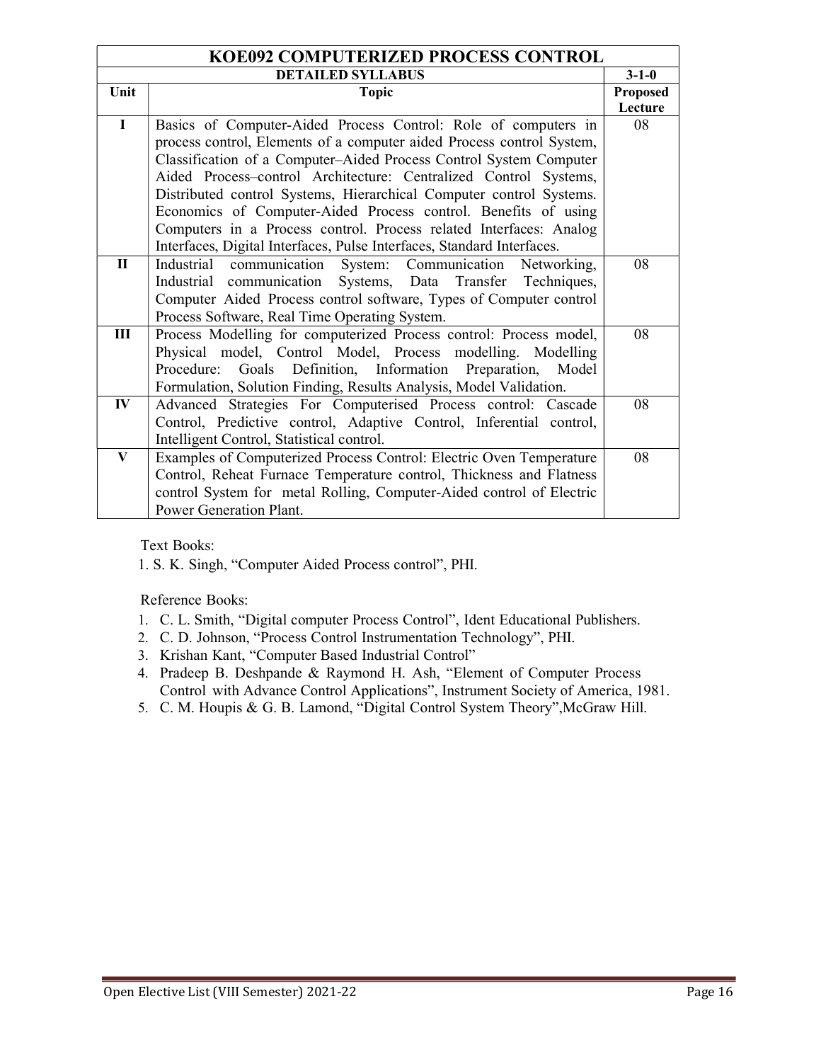# KOE092 COMPUTERIZED PROCESS CONTROL

| DETAILED SYLLABUS | | 3-1-0 |
|---|---|---|
| **Unit** | **Topic** | **Proposed Lecture** |
| I | Basics of Computer-Aided Process Control: Role of computers in process control, Elements of a computer aided Process control System, Classification of a Computer–Aided Process Control System Computer Aided Process–control Architecture: Centralized Control Systems, Distributed control Systems, Hierarchical Computer control Systems. Economics of Computer-Aided Process control. Benefits of using Computers in a Process control. Process related Interfaces: Analog Interfaces, Digital Interfaces, Pulse Interfaces, Standard Interfaces. | 08 |
| II | Industrial communication System: Communication Networking, Industrial communication Systems, Data Transfer Techniques, Computer Aided Process control software, Types of Computer control Process Software, Real Time Operating System. | 08 |
| III | Process Modelling for computerized Process control: Process model, Physical model, Control Model, Process modelling. Modelling Procedure: Goals Definition, Information Preparation, Model Formulation, Solution Finding, Results Analysis, Model Validation. | 08 |
| IV | Advanced Strategies For Computerised Process control: Cascade Control, Predictive control, Adaptive Control, Inferential control, Intelligent Control, Statistical control. | 08 |
| V | Examples of Computerized Process Control: Electric Oven Temperature Control, Reheat Furnace Temperature control, Thickness and Flatness control System for metal Rolling, Computer-Aided control of Electric Power Generation Plant. | 08 |

Text Books:

1. S. K. Singh, "Computer Aided Process control", PHI.

Reference Books:

1. C. L. Smith, "Digital computer Process Control", Ident Educational Publishers.
2. C. D. Johnson, "Process Control Instrumentation Technology", PHI.
3. Krishan Kant, "Computer Based Industrial Control"
4. Pradeep B. Deshpande & Raymond H. Ash, "Element of Computer Process Control with Advance Control Applications", Instrument Society of America, 1981.
5. C. M. Houpis & G. B. Lamond, "Digital Control System Theory",McGraw Hill.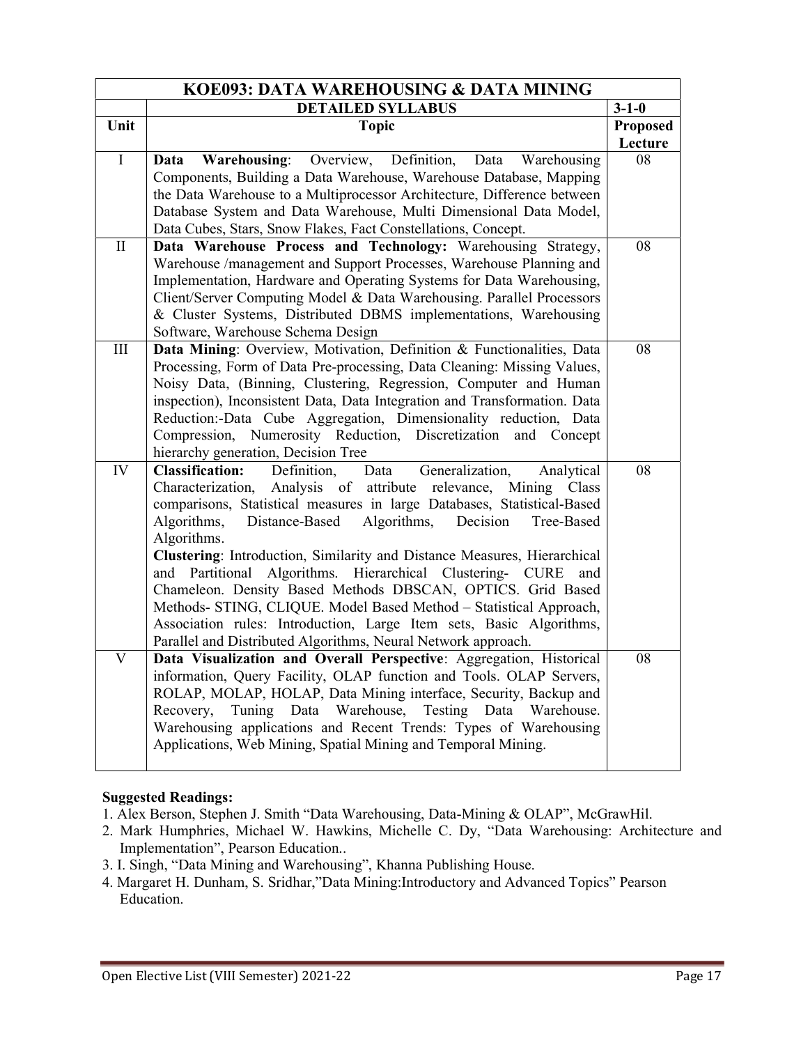| KOE093: DATA WAREHOUSING & DATA MINING | | |
|---|---|---|
| | **DETAILED SYLLABUS** | **3-1-0** |
| **Unit** | **Topic** | **Proposed Lecture** |
| I | **Data Warehousing**: Overview, Definition, Data Warehousing Components, Building a Data Warehouse, Warehouse Database, Mapping the Data Warehouse to a Multiprocessor Architecture, Difference between Database System and Data Warehouse, Multi Dimensional Data Model, Data Cubes, Stars, Snow Flakes, Fact Constellations, Concept. | 08 |
| II | **Data Warehouse Process and Technology:** Warehousing Strategy, Warehouse /management and Support Processes, Warehouse Planning and Implementation, Hardware and Operating Systems for Data Warehousing, Client/Server Computing Model & Data Warehousing. Parallel Processors & Cluster Systems, Distributed DBMS implementations, Warehousing Software, Warehouse Schema Design | 08 |
| III | **Data Mining**: Overview, Motivation, Definition & Functionalities, Data Processing, Form of Data Pre-processing, Data Cleaning: Missing Values, Noisy Data, (Binning, Clustering, Regression, Computer and Human inspection), Inconsistent Data, Data Integration and Transformation. Data Reduction:-Data Cube Aggregation, Dimensionality reduction, Data Compression, Numerosity Reduction, Discretization and Concept hierarchy generation, Decision Tree | 08 |
| IV | **Classification:** Definition, Data Generalization, Analytical Characterization, Analysis of attribute relevance, Mining Class comparisons, Statistical measures in large Databases, Statistical-Based Algorithms, Distance-Based Algorithms, Decision Tree-Based Algorithms. **Clustering**: Introduction, Similarity and Distance Measures, Hierarchical and Partitional Algorithms. Hierarchical Clustering- CURE and Chameleon. Density Based Methods DBSCAN, OPTICS. Grid Based Methods- STING, CLIQUE. Model Based Method – Statistical Approach, Association rules: Introduction, Large Item sets, Basic Algorithms, Parallel and Distributed Algorithms, Neural Network approach. | 08 |
| V | **Data Visualization and Overall Perspective**: Aggregation, Historical information, Query Facility, OLAP function and Tools. OLAP Servers, ROLAP, MOLAP, HOLAP, Data Mining interface, Security, Backup and Recovery, Tuning Data Warehouse, Testing Data Warehouse. Warehousing applications and Recent Trends: Types of Warehousing Applications, Web Mining, Spatial Mining and Temporal Mining. | 08 |

**Suggested Readings:**

1. Alex Berson, Stephen J. Smith "Data Warehousing, Data-Mining & OLAP", McGrawHil.
2. Mark Humphries, Michael W. Hawkins, Michelle C. Dy, "Data Warehousing: Architecture and Implementation", Pearson Education..
3. I. Singh, "Data Mining and Warehousing", Khanna Publishing House.
4. Margaret H. Dunham, S. Sridhar,"Data Mining:Introductory and Advanced Topics" Pearson Education.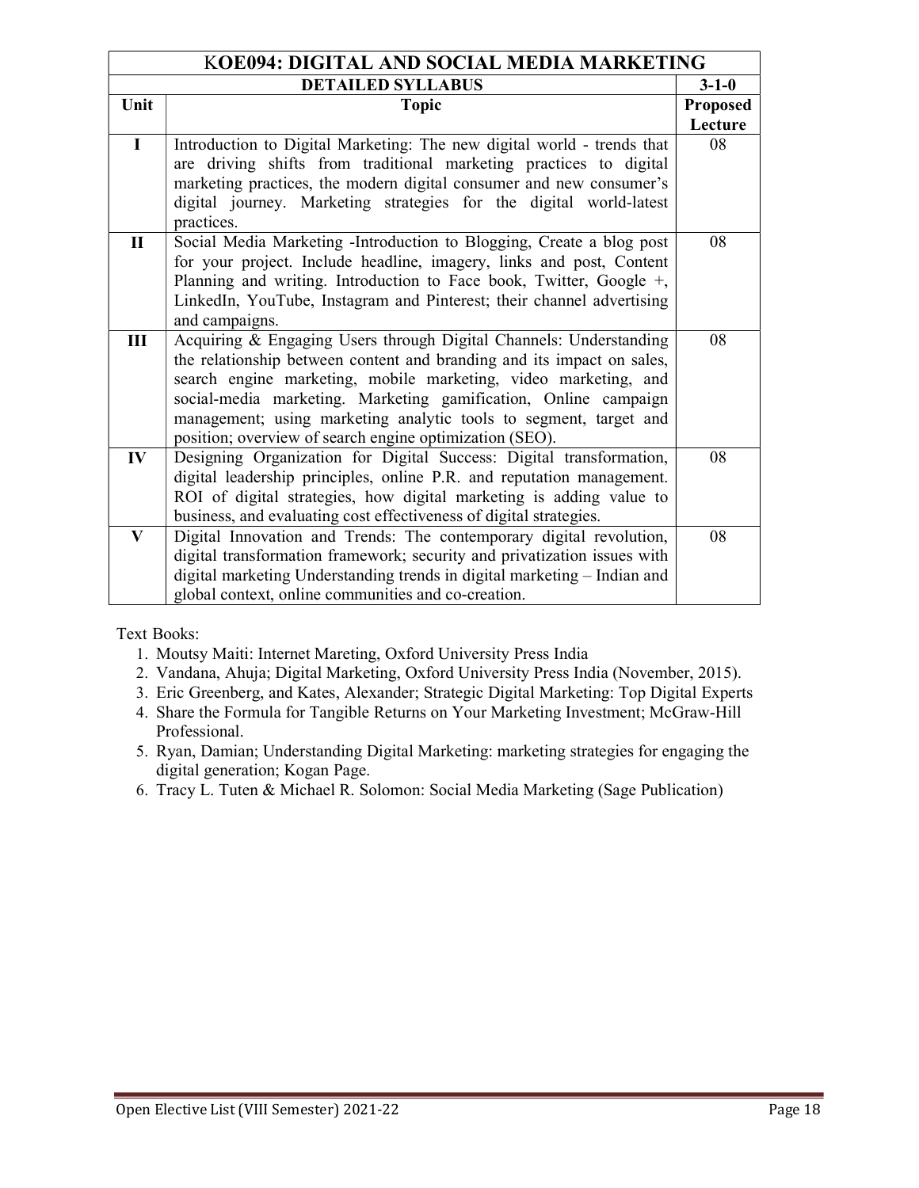| KOE094: DIGITAL AND SOCIAL MEDIA MARKETING | | |
|---|---|---|
| | **DETAILED SYLLABUS** | **3-1-0** |
| **Unit** | **Topic** | **Proposed Lecture** |
| **I** | Introduction to Digital Marketing: The new digital world - trends that are driving shifts from traditional marketing practices to digital marketing practices, the modern digital consumer and new consumer's digital journey. Marketing strategies for the digital world-latest practices. | 08 |
| **II** | Social Media Marketing -Introduction to Blogging, Create a blog post for your project. Include headline, imagery, links and post, Content Planning and writing. Introduction to Face book, Twitter, Google +, LinkedIn, YouTube, Instagram and Pinterest; their channel advertising and campaigns. | 08 |
| **III** | Acquiring & Engaging Users through Digital Channels: Understanding the relationship between content and branding and its impact on sales, search engine marketing, mobile marketing, video marketing, and social-media marketing. Marketing gamification, Online campaign management; using marketing analytic tools to segment, target and position; overview of search engine optimization (SEO). | 08 |
| **IV** | Designing Organization for Digital Success: Digital transformation, digital leadership principles, online P.R. and reputation management. ROI of digital strategies, how digital marketing is adding value to business, and evaluating cost effectiveness of digital strategies. | 08 |
| **V** | Digital Innovation and Trends: The contemporary digital revolution, digital transformation framework; security and privatization issues with digital marketing Understanding trends in digital marketing – Indian and global context, online communities and co-creation. | 08 |

Text Books:

1. Moutsy Maiti: Internet Mareting, Oxford University Press India
2. Vandana, Ahuja; Digital Marketing, Oxford University Press India (November, 2015).
3. Eric Greenberg, and Kates, Alexander; Strategic Digital Marketing: Top Digital Experts
4. Share the Formula for Tangible Returns on Your Marketing Investment; McGraw-Hill Professional.
5. Ryan, Damian; Understanding Digital Marketing: marketing strategies for engaging the digital generation; Kogan Page.
6. Tracy L. Tuten & Michael R. Solomon: Social Media Marketing (Sage Publication)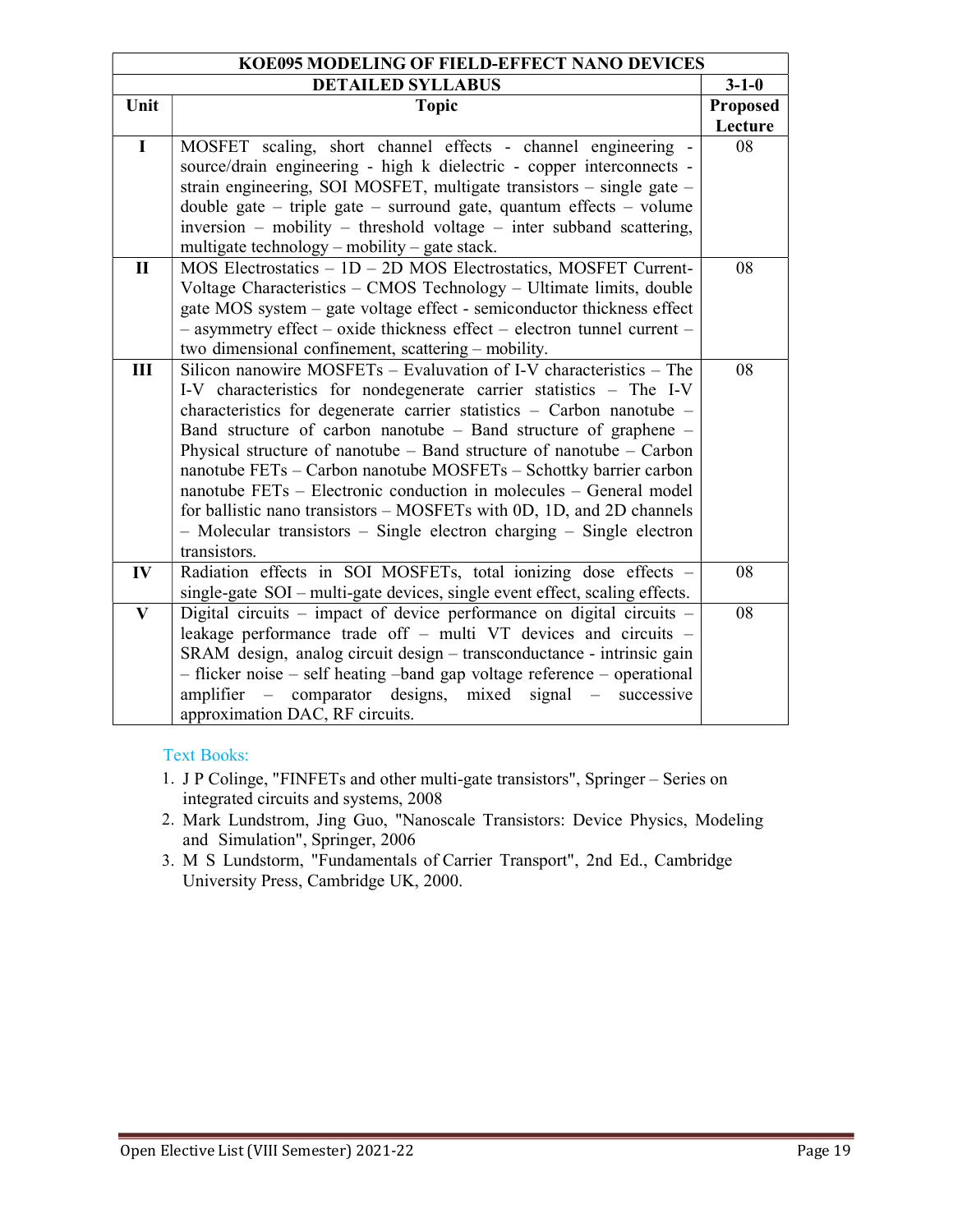| KOE095 MODELING OF FIELD-EFFECT NANO DEVICES | | |
|---|---|---|
| **DETAILED SYLLABUS** | | **3-1-0** |
| **Unit** | **Topic** | **Proposed Lecture** |
| **I** | MOSFET scaling, short channel effects - channel engineering - source/drain engineering - high k dielectric - copper interconnects - strain engineering, SOI MOSFET, multigate transistors – single gate – double gate – triple gate – surround gate, quantum effects – volume inversion – mobility – threshold voltage – inter subband scattering, multigate technology – mobility – gate stack. | 08 |
| **II** | MOS Electrostatics – 1D – 2D MOS Electrostatics, MOSFET Current-Voltage Characteristics – CMOS Technology – Ultimate limits, double gate MOS system – gate voltage effect - semiconductor thickness effect – asymmetry effect – oxide thickness effect – electron tunnel current – two dimensional confinement, scattering – mobility. | 08 |
| **III** | Silicon nanowire MOSFETs – Evaluvation of I-V characteristics – The I-V characteristics for nondegenerate carrier statistics – The I-V characteristics for degenerate carrier statistics – Carbon nanotube – Band structure of carbon nanotube – Band structure of graphene – Physical structure of nanotube – Band structure of nanotube – Carbon nanotube FETs – Carbon nanotube MOSFETs – Schottky barrier carbon nanotube FETs – Electronic conduction in molecules – General model for ballistic nano transistors – MOSFETs with 0D, 1D, and 2D channels – Molecular transistors – Single electron charging – Single electron transistors. | 08 |
| **IV** | Radiation effects in SOI MOSFETs, total ionizing dose effects – single-gate SOI – multi-gate devices, single event effect, scaling effects. | 08 |
| **V** | Digital circuits – impact of device performance on digital circuits – leakage performance trade off – multi VT devices and circuits – SRAM design, analog circuit design – transconductance - intrinsic gain – flicker noise – self heating –band gap voltage reference – operational amplifier – comparator designs, mixed signal – successive approximation DAC, RF circuits. | 08 |

Text Books:

1. J P Colinge, "FINFETs and other multi-gate transistors", Springer – Series on integrated circuits and systems, 2008
2. Mark Lundstrom, Jing Guo, "Nanoscale Transistors: Device Physics, Modeling and Simulation", Springer, 2006
3. M S Lundstorm, "Fundamentals of Carrier Transport", 2nd Ed., Cambridge University Press, Cambridge UK, 2000.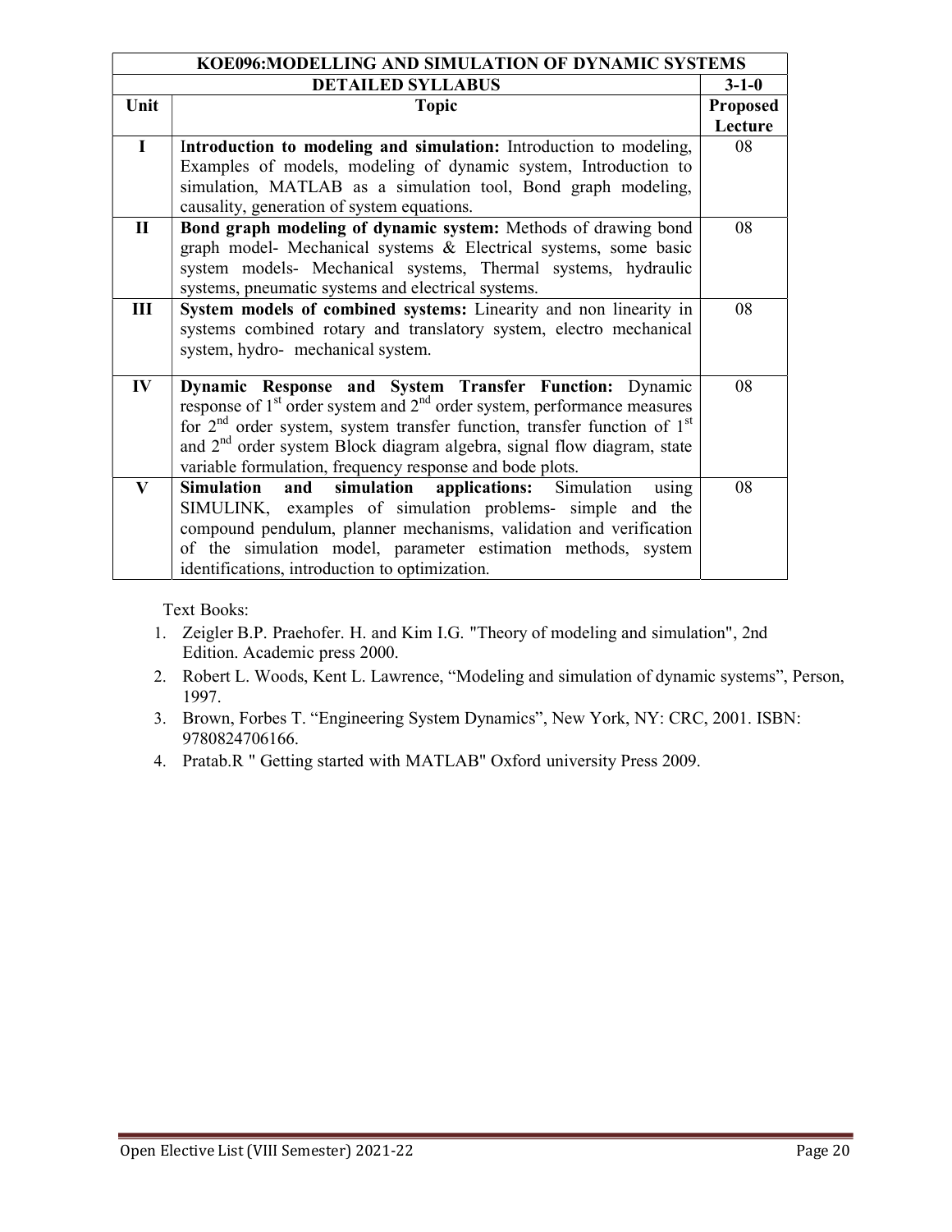| KOE096:MODELLING AND SIMULATION OF DYNAMIC SYSTEMS | | |
|---|---|---|
| | **DETAILED SYLLABUS** | **3-1-0** |
| **Unit** | **Topic** | **Proposed Lecture** |
| **I** | **Introduction to modeling and simulation:** Introduction to modeling, Examples of models, modeling of dynamic system, Introduction to simulation, MATLAB as a simulation tool, Bond graph modeling, causality, generation of system equations. | 08 |
| **II** | **Bond graph modeling of dynamic system:** Methods of drawing bond graph model- Mechanical systems & Electrical systems, some basic system models- Mechanical systems, Thermal systems, hydraulic systems, pneumatic systems and electrical systems. | 08 |
| **III** | **System models of combined systems:** Linearity and non linearity in systems combined rotary and translatory system, electro mechanical system, hydro- mechanical system. | 08 |
| **IV** | **Dynamic Response and System Transfer Function:** Dynamic response of 1st order system and 2nd order system, performance measures for 2nd order system, system transfer function, transfer function of 1st and 2nd order system Block diagram algebra, signal flow diagram, state variable formulation, frequency response and bode plots. | 08 |
| **V** | **Simulation and simulation applications:** Simulation using SIMULINK, examples of simulation problems- simple and the compound pendulum, planner mechanisms, validation and verification of the simulation model, parameter estimation methods, system identifications, introduction to optimization. | 08 |

Text Books:

1. Zeigler B.P. Praehofer. H. and Kim I.G. "Theory of modeling and simulation", 2nd Edition. Academic press 2000.
2. Robert L. Woods, Kent L. Lawrence, "Modeling and simulation of dynamic systems", Person, 1997.
3. Brown, Forbes T. "Engineering System Dynamics", New York, NY: CRC, 2001. ISBN: 9780824706166.
4. Pratab.R " Getting started with MATLAB" Oxford university Press 2009.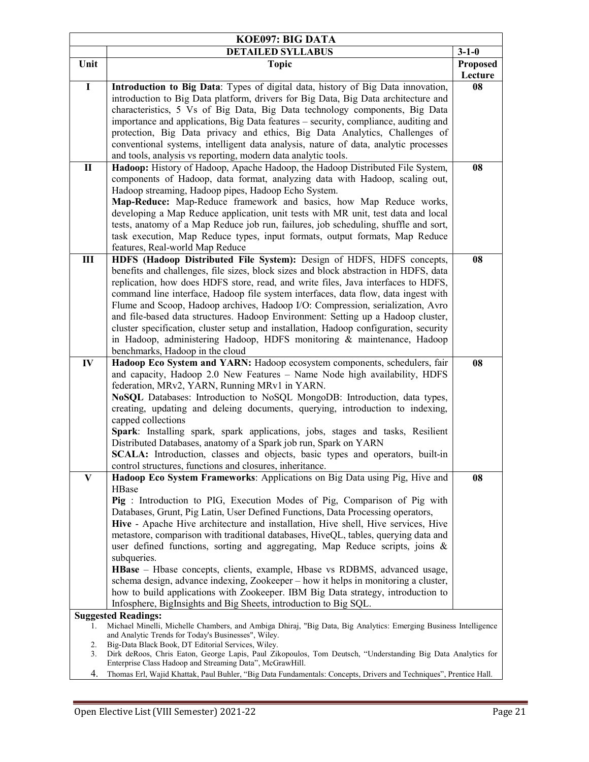| KOE097: BIG DATA | | |
|---|---|---|
| | **DETAILED SYLLABUS** | **3-1-0** |
| **Unit** | **Topic** | **Proposed Lecture** |
| **I** | **Introduction to Big Data**: Types of digital data, history of Big Data innovation, introduction to Big Data platform, drivers for Big Data, Big Data architecture and characteristics, 5 Vs of Big Data, Big Data technology components, Big Data importance and applications, Big Data features – security, compliance, auditing and protection, Big Data privacy and ethics, Big Data Analytics, Challenges of conventional systems, intelligent data analysis, nature of data, analytic processes and tools, analysis vs reporting, modern data analytic tools. | **08** |
| **II** | **Hadoop:** History of Hadoop, Apache Hadoop, the Hadoop Distributed File System, components of Hadoop, data format, analyzing data with Hadoop, scaling out, Hadoop streaming, Hadoop pipes, Hadoop Echo System. **Map-Reduce:** Map-Reduce framework and basics, how Map Reduce works, developing a Map Reduce application, unit tests with MR unit, test data and local tests, anatomy of a Map Reduce job run, failures, job scheduling, shuffle and sort, task execution, Map Reduce types, input formats, output formats, Map Reduce features, Real-world Map Reduce | **08** |
| **III** | **HDFS (Hadoop Distributed File System):** Design of HDFS, HDFS concepts, benefits and challenges, file sizes, block sizes and block abstraction in HDFS, data replication, how does HDFS store, read, and write files, Java interfaces to HDFS, command line interface, Hadoop file system interfaces, data flow, data ingest with Flume and Scoop, Hadoop archives, Hadoop I/O: Compression, serialization, Avro and file-based data structures. Hadoop Environment: Setting up a Hadoop cluster, cluster specification, cluster setup and installation, Hadoop configuration, security in Hadoop, administering Hadoop, HDFS monitoring & maintenance, Hadoop benchmarks, Hadoop in the cloud | **08** |
| **IV** | **Hadoop Eco System and YARN:** Hadoop ecosystem components, schedulers, fair and capacity, Hadoop 2.0 New Features – Name Node high availability, HDFS federation, MRv2, YARN, Running MRv1 in YARN. **NoSQL** Databases: Introduction to NoSQL MongoDB: Introduction, data types, creating, updating and deleing documents, querying, introduction to indexing, capped collections **Spark**: Installing spark, spark applications, jobs, stages and tasks, Resilient Distributed Databases, anatomy of a Spark job run, Spark on YARN **SCALA:** Introduction, classes and objects, basic types and operators, built-in control structures, functions and closures, inheritance. | **08** |
| **V** | **Hadoop Eco System Frameworks**: Applications on Big Data using Pig, Hive and HBase **Pig** : Introduction to PIG, Execution Modes of Pig, Comparison of Pig with Databases, Grunt, Pig Latin, User Defined Functions, Data Processing operators, **Hive** - Apache Hive architecture and installation, Hive shell, Hive services, Hive metastore, comparison with traditional databases, HiveQL, tables, querying data and user defined functions, sorting and aggregating, Map Reduce scripts, joins & subqueries. **HBase** – Hbase concepts, clients, example, Hbase vs RDBMS, advanced usage, schema design, advance indexing, Zookeeper – how it helps in monitoring a cluster, how to build applications with Zookeeper. IBM Big Data strategy, introduction to Infosphere, BigInsights and Big Sheets, introduction to Big SQL. | **08** |

**Suggested Readings:**

1. Michael Minelli, Michelle Chambers, and Ambiga Dhiraj, "Big Data, Big Analytics: Emerging Business Intelligence and Analytic Trends for Today's Businesses", Wiley.
2. Big-Data Black Book, DT Editorial Services, Wiley.
3. Dirk deRoos, Chris Eaton, George Lapis, Paul Zikopoulos, Tom Deutsch, "Understanding Big Data Analytics for Enterprise Class Hadoop and Streaming Data", McGrawHill.
4. Thomas Erl, Wajid Khattak, Paul Buhler, "Big Data Fundamentals: Concepts, Drivers and Techniques", Prentice Hall.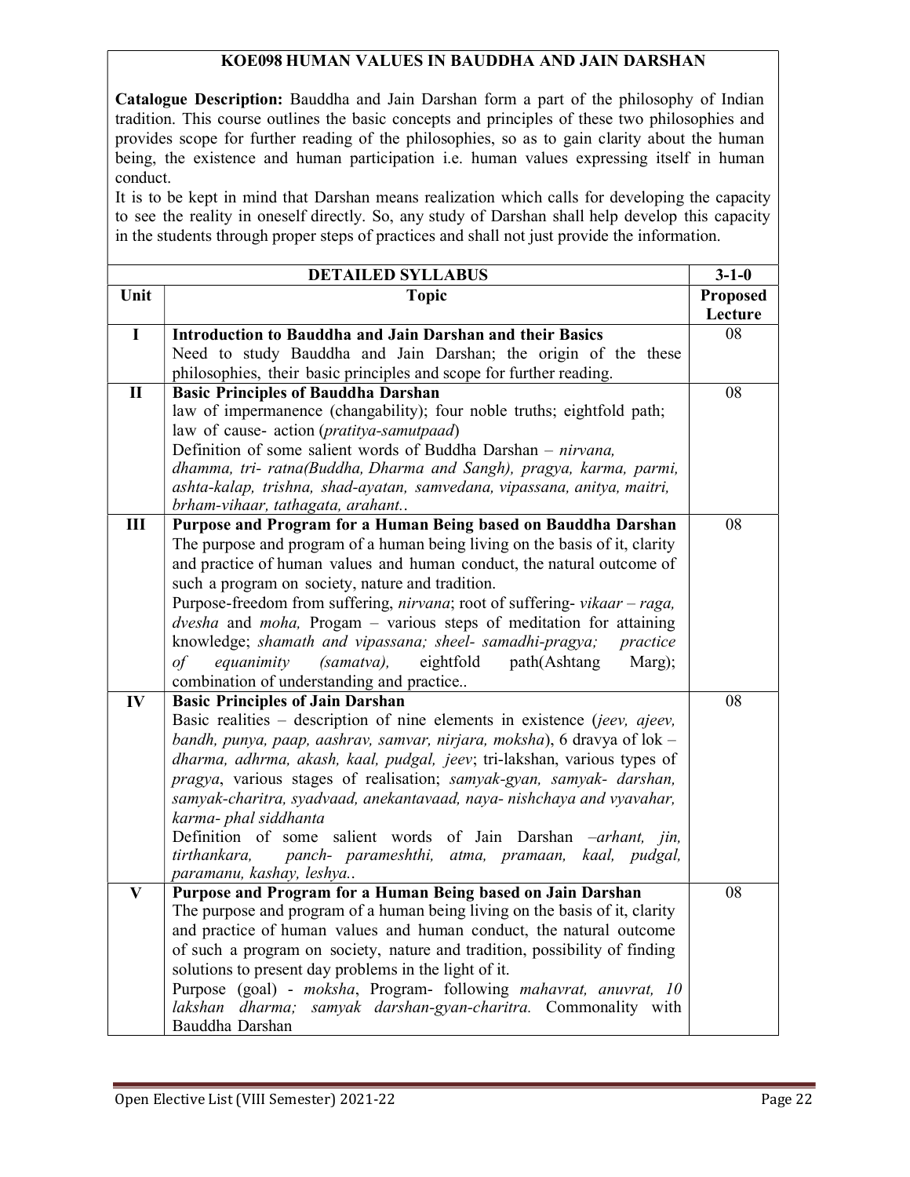## KOE098 HUMAN VALUES IN BAUDDHA AND JAIN DARSHAN

**Catalogue Description:** Bauddha and Jain Darshan form a part of the philosophy of Indian tradition. This course outlines the basic concepts and principles of these two philosophies and provides scope for further reading of the philosophies, so as to gain clarity about the human being, the existence and human participation i.e. human values expressing itself in human conduct.

It is to be kept in mind that Darshan means realization which calls for developing the capacity to see the reality in oneself directly. So, any study of Darshan shall help develop this capacity in the students through proper steps of practices and shall not just provide the information.

| | **DETAILED SYLLABUS** | **3-1-0** |
|---|---|---|
| **Unit** | **Topic** | **Proposed Lecture** |
| **I** | **Introduction to Bauddha and Jain Darshan and their Basics**<br>Need to study Bauddha and Jain Darshan; the origin of the these philosophies, their basic principles and scope for further reading. | 08 |
| **II** | **Basic Principles of Bauddha Darshan**<br>law of impermanence (changability); four noble truths; eightfold path; law of cause- action (*pratitya-samutpaad*)<br>Definition of some salient words of Buddha Darshan – *nirvana, dhamma, tri- ratna(Buddha, Dharma and Sangh), pragya, karma, parmi, ashta-kalap, trishna, shad-ayatan, samvedana, vipassana, anitya, maitri, brham-vihaar, tathagata, arahant..* | 08 |
| **III** | **Purpose and Program for a Human Being based on Bauddha Darshan**<br>The purpose and program of a human being living on the basis of it, clarity and practice of human values and human conduct, the natural outcome of such a program on society, nature and tradition.<br>Purpose-freedom from suffering, *nirvana*; root of suffering- *vikaar – raga, dvesha* and *moha,* Progam – various steps of meditation for attaining knowledge; *shamath and vipassana; sheel- samadhi-pragya; practice of equanimity (samatva),* eightfold path(Ashtang Marg); combination of understanding and practice.. | 08 |
| **IV** | **Basic Principles of Jain Darshan**<br>Basic realities – description of nine elements in existence (*jeev, ajeev, bandh, punya, paap, aashrav, samvar, nirjara, moksha*), 6 dravya of lok – *dharma, adhrma, akash, kaal, pudgal, jeev*; tri-lakshan, various types of *pragya*, various stages of realisation; *samyak-gyan, samyak- darshan, samyak-charitra, syadvaad, anekantavaad, naya- nishchaya and vyavahar, karma- phal siddhanta*<br>Definition of some salient words of Jain Darshan –*arhant, jin, tirthankara, panch- parameshthi, atma, pramaan, kaal, pudgal, paramanu, kashay, leshya..* | 08 |
| **V** | **Purpose and Program for a Human Being based on Jain Darshan**<br>The purpose and program of a human being living on the basis of it, clarity and practice of human values and human conduct, the natural outcome of such a program on society, nature and tradition, possibility of finding solutions to present day problems in the light of it.<br>Purpose (goal) - *moksha*, Program- following *mahavrat, anuvrat, 10 lakshan dharma; samyak darshan-gyan-charitra.* Commonality with Bauddha Darshan | 08 |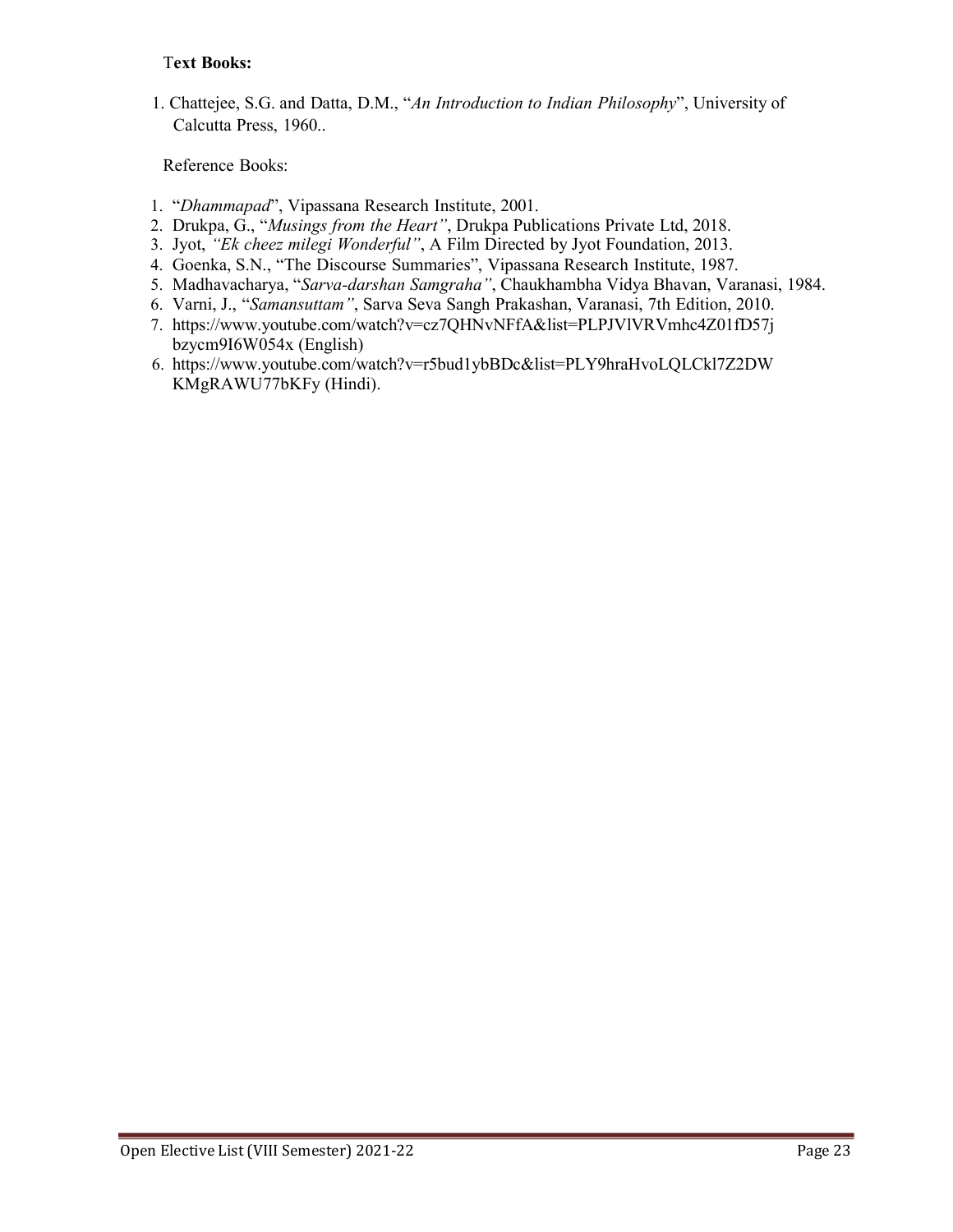**Text Books:**

1. Chattejee, S.G. and Datta, D.M., "*An Introduction to Indian Philosophy*", University of Calcutta Press, 1960..

Reference Books:

1. "*Dhammapad*", Vipassana Research Institute, 2001.
2. Drukpa, G., "*Musings from the Heart*", Drukpa Publications Private Ltd, 2018.
3. Jyot, *"Ek cheez milegi Wonderful"*, A Film Directed by Jyot Foundation, 2013.
4. Goenka, S.N., "The Discourse Summaries", Vipassana Research Institute, 1987.
5. Madhavacharya, "*Sarva-darshan Samgraha"*, Chaukhambha Vidya Bhavan, Varanasi, 1984.
6. Varni, J., "*Samansuttam"*, Sarva Seva Sangh Prakashan, Varanasi, 7th Edition, 2010.
7. https://www.youtube.com/watch?v=cz7QHNvNFfA&list=PLPJVlVRVmhc4Z01fD57jbzycm9I6W054x (English)
6. https://www.youtube.com/watch?v=r5bud1ybBDc&list=PLY9hraHvoLQLCkl7Z2DWKMgRAWU77bKFy (Hindi).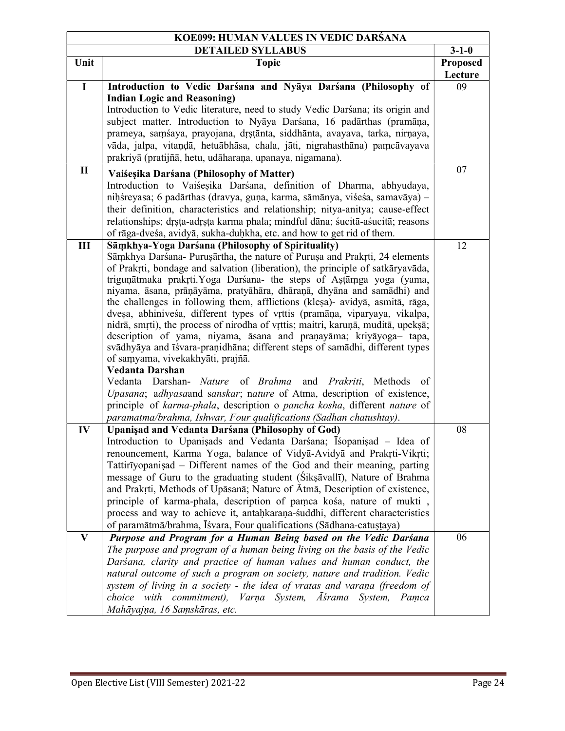| KOE099: HUMAN VALUES IN VEDIC DARŚANA | | |
|---|---|---|
| | **DETAILED SYLLABUS** | **3-1-0** |
| **Unit** | **Topic** | **Proposed Lecture** |
| **I** | **Introduction to Vedic Darśana and Nyāya Darśana (Philosophy of Indian Logic and Reasoning)** Introduction to Vedic literature, need to study Vedic Darśana; its origin and subject matter. Introduction to Nyāya Darśana, 16 padārthas (pramāṇa, prameya, saṃśaya, prayojana, dṛṣṭānta, siddhānta, avayava, tarka, nirṇaya, vāda, jalpa, vitaṇḍā, hetuābhāsa, chala, jāti, nigrahasthāna) paṃcāvayava prakriyā (pratijñā, hetu, udāharaṇa, upanaya, nigamana). | 09 |
| **II** | **Vaiśeṣika Darśana (Philosophy of Matter)** Introduction to Vaiśeṣika Darśana, definition of Dharma, abhyudaya, niḥśreyasa; 6 padārthas (dravya, guṇa, karma, sāmānya, viśeśa, samavāya) – their definition, characteristics and relationship; nitya-anitya; cause-effect relationships; dṛṣṭa-adṛṣṭa karma phala; mindful dāna; śucitā-aśucitā; reasons of rāga-dveśa, avidyā, sukha-duḥkha, etc. and how to get rid of them. | 07 |
| **III** | **Sāṃkhya-Yoga Darśana (Philosophy of Spirituality)** Sāṃkhya Darśana- Puruṣārtha, the nature of Puruṣa and Prakṛti, 24 elements of Prakṛti, bondage and salvation (liberation), the principle of satkāryavāda, triguṇātmaka prakṛti.Yoga Darśana- the steps of Aṣṭāṃga yoga (yama, niyama, āsana, prāṇāyāma, pratyāhāra, dhāraṇā, dhyāna and samādhi) and the challenges in following them, afflictions (kleṣa)- avidyā, asmitā, rāga, dveṣa, abhiniveśa, different types of vṛttis (pramāṇa, viparyaya, vikalpa, nidrā, smṛti), the process of nirodha of vṛttis; maitri, karuṇā, muditā, upekṣā; description of yama, niyama, āsana and praṇayāma; kriyāyoga– tapa, svādhyāya and īśvara-praṇidhāna; different steps of samādhi, different types of saṃyama, vivekakhyāti, prajñā. **Vedanta Darshan** Vedanta Darshan- *Nature* of *Brahma* and *Prakriti*, Methods of *Upasana*; a*dhyasa*and s*anskar*; n*ature* of Atma, description of existence, principle of *karma-phala*, description o *pancha kosha*, different *nature* of *paramatma/brahma, Ishwar, Four qualifications (Sadhan chatushtay)*. | 12 |
| **IV** | **Upaniṣad and Vedanta Darśana (Philosophy of God)** Introduction to Upaniṣads and Vedanta Darśana; Īśopaniṣad – Idea of renouncement, Karma Yoga, balance of Vidyā-Avidyā and Prakṛti-Vikṛti; Tattirīyopaniṣad – Different names of the God and their meaning, parting message of Guru to the graduating student (Śikṣāvallī), Nature of Brahma and Prakṛti, Methods of Upāsanā; Nature of Ātmā, Description of existence, principle of karma-phala, description of paṃca kośa, nature of mukti , process and way to achieve it, antaḥkaraṇa-śuddhi, different characteristics of paramātmā/brahma, Īśvara, Four qualifications (Sādhana-catuṣṭaya) | 08 |
| **V** | ***Purpose and Program for a Human Being based on the Vedic Darśana*** *The purpose and program of a human being living on the basis of the Vedic Darśana, clarity and practice of human values and human conduct, the natural outcome of such a program on society, nature and tradition. Vedic system of living in a society - the idea of vratas and varaṇa (freedom of choice with commitment), Varṇa System, Āśrama System, Paṃca Mahāyajṇa, 16 Saṃskāras, etc.* | 06 |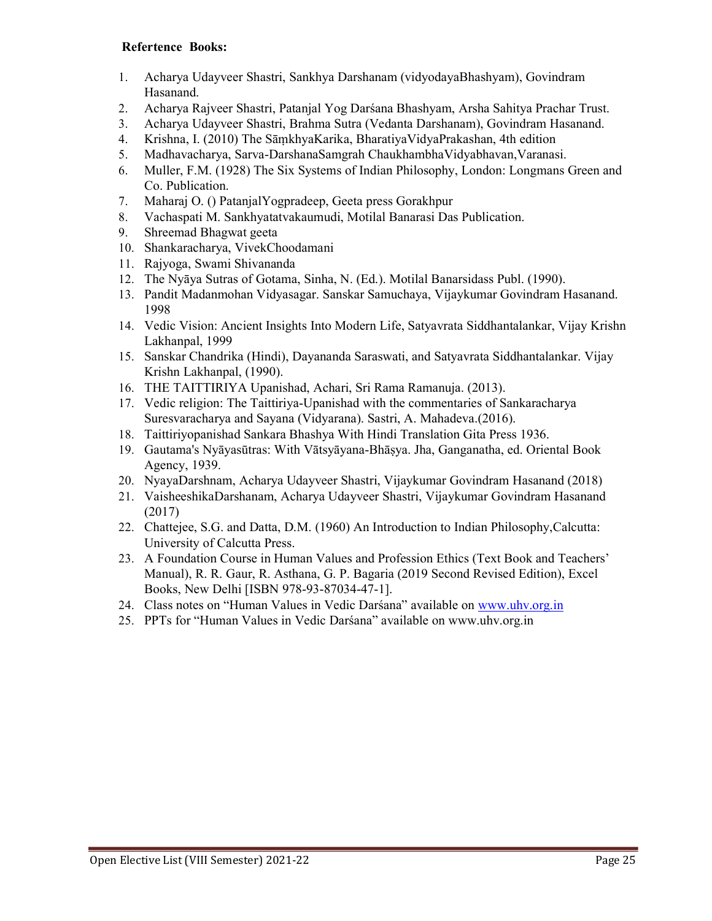**Refertence Books:**

1. Acharya Udayveer Shastri, Sankhya Darshanam (vidyodayaBhashyam), Govindram Hasanand.
2. Acharya Rajveer Shastri, Patanjal Yog Darśana Bhashyam, Arsha Sahitya Prachar Trust.
3. Acharya Udayveer Shastri, Brahma Sutra (Vedanta Darshanam), Govindram Hasanand.
4. Krishna, I. (2010) The SāṃkhyaKarika, BharatiyaVidyaPrakashan, 4th edition
5. Madhavacharya, Sarva-DarshanaSamgrah ChaukhambhaVidyabhavan,Varanasi.
6. Muller, F.M. (1928) The Six Systems of Indian Philosophy, London: Longmans Green and Co. Publication.
7. Maharaj O. () PatanjalYogpradeep, Geeta press Gorakhpur
8. Vachaspati M. Sankhyatatvakaumudi, Motilal Banarasi Das Publication.
9. Shreemad Bhagwat geeta
10. Shankaracharya, VivekChoodamani
11. Rajyoga, Swami Shivananda
12. The Nyāya Sutras of Gotama, Sinha, N. (Ed.). Motilal Banarsidass Publ. (1990).
13. Pandit Madanmohan Vidyasagar. Sanskar Samuchaya, Vijaykumar Govindram Hasanand. 1998
14. Vedic Vision: Ancient Insights Into Modern Life, Satyavrata Siddhantalankar, Vijay Krishn Lakhanpal, 1999
15. Sanskar Chandrika (Hindi), Dayananda Saraswati, and Satyavrata Siddhantalankar. Vijay Krishn Lakhanpal, (1990).
16. THE TAITTIRIYA Upanishad, Achari, Sri Rama Ramanuja. (2013).
17. Vedic religion: The Taittiriya-Upanishad with the commentaries of Sankaracharya Suresvaracharya and Sayana (Vidyarana). Sastri, A. Mahadeva.(2016).
18. Taittiriyopanishad Sankara Bhashya With Hindi Translation Gita Press 1936.
19. Gautama's Nyāyasūtras: With Vātsyāyana-Bhāṣya. Jha, Ganganatha, ed. Oriental Book Agency, 1939.
20. NyayaDarshnam, Acharya Udayveer Shastri, Vijaykumar Govindram Hasanand (2018)
21. VaisheeshikaDarshanam, Acharya Udayveer Shastri, Vijaykumar Govindram Hasanand (2017)
22. Chattejee, S.G. and Datta, D.M. (1960) An Introduction to Indian Philosophy,Calcutta: University of Calcutta Press.
23. A Foundation Course in Human Values and Profession Ethics (Text Book and Teachers' Manual), R. R. Gaur, R. Asthana, G. P. Bagaria (2019 Second Revised Edition), Excel Books, New Delhi [ISBN 978-93-87034-47-1].
24. Class notes on "Human Values in Vedic Darśana" available on www.uhv.org.in
25. PPTs for "Human Values in Vedic Darśana" available on www.uhv.org.in